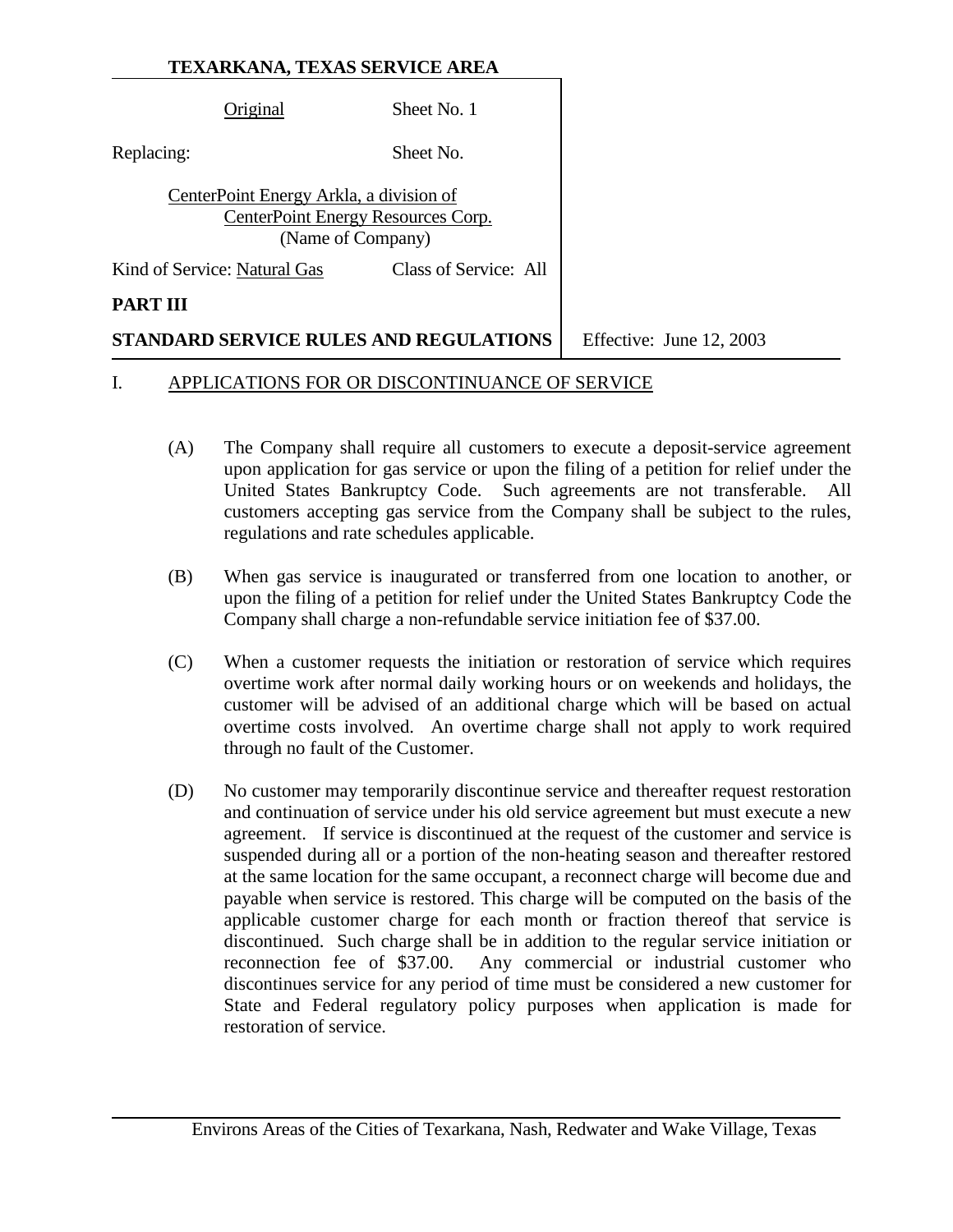**TEXARKANA, TEXAS SERVICE AREA**

| | |
|---|---|
| Original | Sheet No. 1 |
| Replacing: | Sheet No. |

CenterPoint Energy Arkla, a division of
CenterPoint Energy Resources Corp.
(Name of Company)

Kind of Service: Natural Gas — Class of Service: All

**PART III**

**STANDARD SERVICE RULES AND REGULATIONS** — Effective: June 12, 2003

## I. APPLICATIONS FOR OR DISCONTINUANCE OF SERVICE

(A) The Company shall require all customers to execute a deposit-service agreement upon application for gas service or upon the filing of a petition for relief under the United States Bankruptcy Code. Such agreements are not transferable. All customers accepting gas service from the Company shall be subject to the rules, regulations and rate schedules applicable.

(B) When gas service is inaugurated or transferred from one location to another, or upon the filing of a petition for relief under the United States Bankruptcy Code the Company shall charge a non-refundable service initiation fee of $37.00.

(C) When a customer requests the initiation or restoration of service which requires overtime work after normal daily working hours or on weekends and holidays, the customer will be advised of an additional charge which will be based on actual overtime costs involved. An overtime charge shall not apply to work required through no fault of the Customer.

(D) No customer may temporarily discontinue service and thereafter request restoration and continuation of service under his old service agreement but must execute a new agreement. If service is discontinued at the request of the customer and service is suspended during all or a portion of the non-heating season and thereafter restored at the same location for the same occupant, a reconnect charge will become due and payable when service is restored. This charge will be computed on the basis of the applicable customer charge for each month or fraction thereof that service is discontinued. Such charge shall be in addition to the regular service initiation or reconnection fee of $37.00. Any commercial or industrial customer who discontinues service for any period of time must be considered a new customer for State and Federal regulatory policy purposes when application is made for restoration of service.

Environs Areas of the Cities of Texarkana, Nash, Redwater and Wake Village, Texas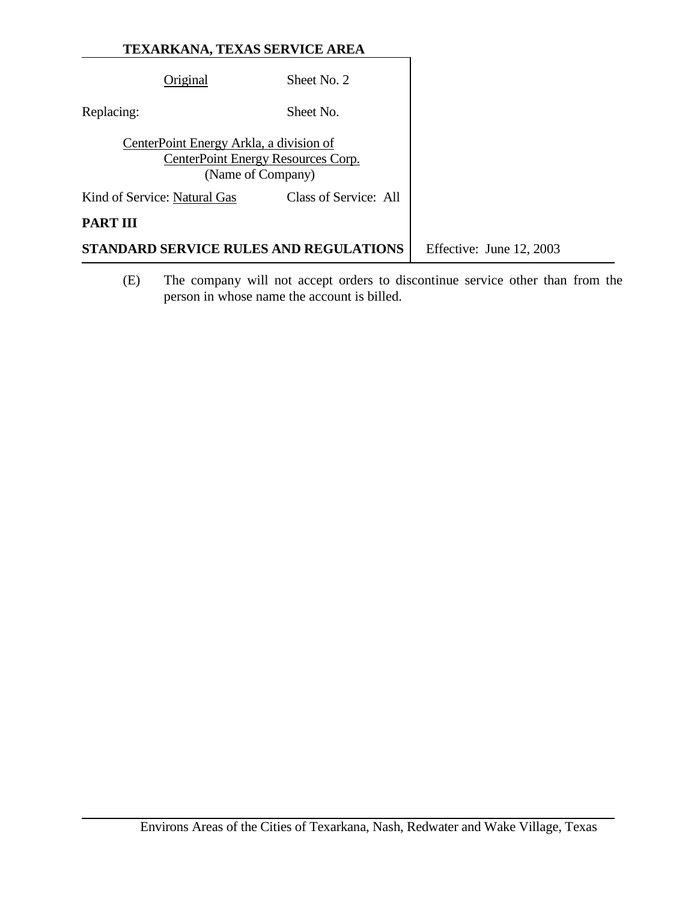**TEXARKANA, TEXAS SERVICE AREA**

| | |
|---|---|
| Original | Sheet No. 2 |
| Replacing: | Sheet No. |

CenterPoint Energy Arkla, a division of
CenterPoint Energy Resources Corp.
(Name of Company)

Kind of Service: Natural Gas    Class of Service: All

**PART III**

**STANDARD SERVICE RULES AND REGULATIONS**    Effective: June 12, 2003

(E) The company will not accept orders to discontinue service other than from the person in whose name the account is billed.

Environs Areas of the Cities of Texarkana, Nash, Redwater and Wake Village, Texas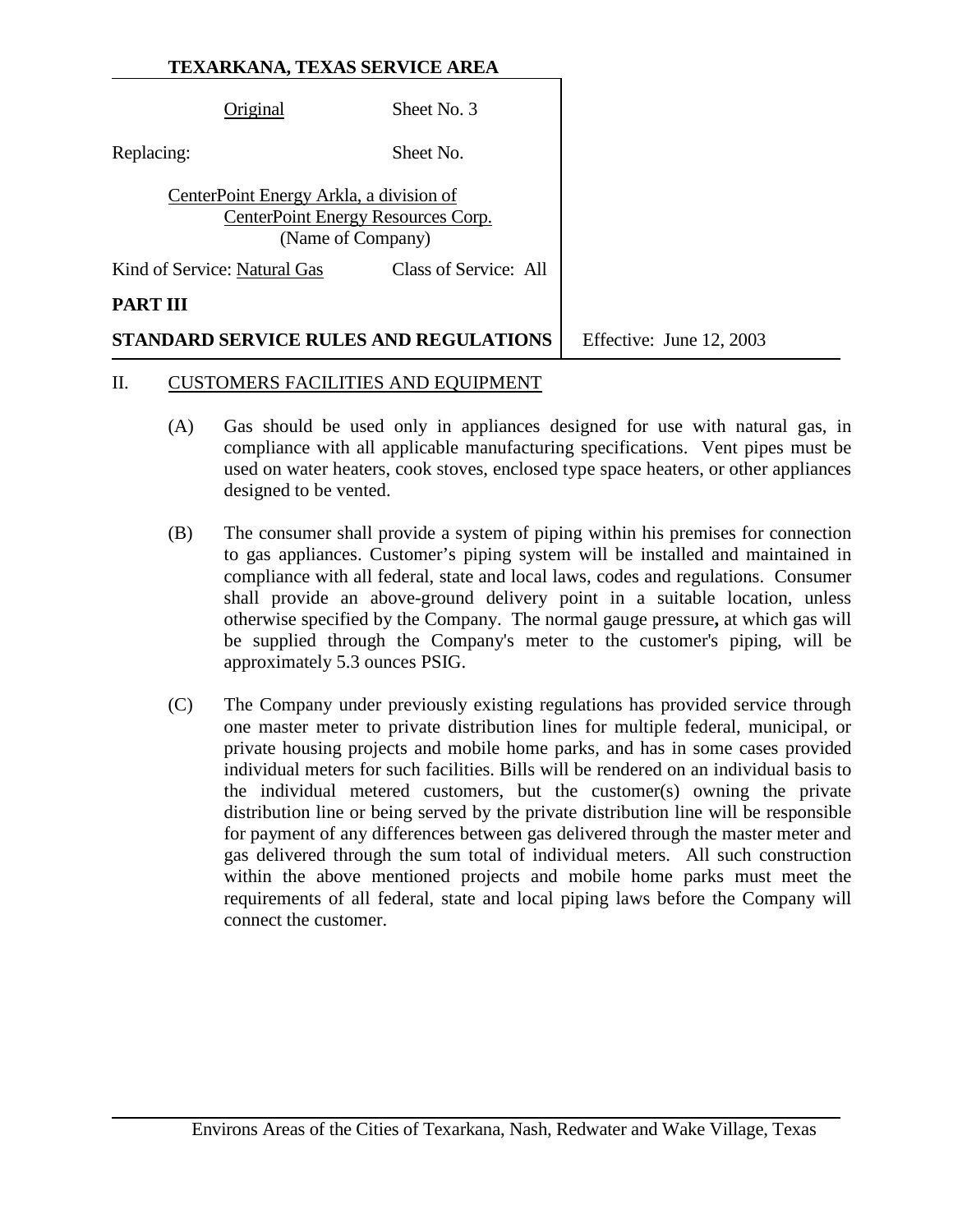**TEXARKANA, TEXAS SERVICE AREA**

| | | |
|---|---|---|
| Original | Sheet No. 3 | |
| Replacing: | Sheet No. | |
| CenterPoint Energy Arkla, a division of CenterPoint Energy Resources Corp. (Name of Company) | | |
| Kind of Service: Natural Gas | Class of Service: All | |
| **PART III** | | |
| **STANDARD SERVICE RULES AND REGULATIONS** | | Effective: June 12, 2003 |

## II. CUSTOMERS FACILITIES AND EQUIPMENT

(A) Gas should be used only in appliances designed for use with natural gas, in compliance with all applicable manufacturing specifications. Vent pipes must be used on water heaters, cook stoves, enclosed type space heaters, or other appliances designed to be vented.

(B) The consumer shall provide a system of piping within his premises for connection to gas appliances. Customer's piping system will be installed and maintained in compliance with all federal, state and local laws, codes and regulations. Consumer shall provide an above-ground delivery point in a suitable location, unless otherwise specified by the Company. The normal gauge pressure**,** at which gas will be supplied through the Company's meter to the customer's piping, will be approximately 5.3 ounces PSIG.

(C) The Company under previously existing regulations has provided service through one master meter to private distribution lines for multiple federal, municipal, or private housing projects and mobile home parks, and has in some cases provided individual meters for such facilities. Bills will be rendered on an individual basis to the individual metered customers, but the customer(s) owning the private distribution line or being served by the private distribution line will be responsible for payment of any differences between gas delivered through the master meter and gas delivered through the sum total of individual meters. All such construction within the above mentioned projects and mobile home parks must meet the requirements of all federal, state and local piping laws before the Company will connect the customer.

Environs Areas of the Cities of Texarkana, Nash, Redwater and Wake Village, Texas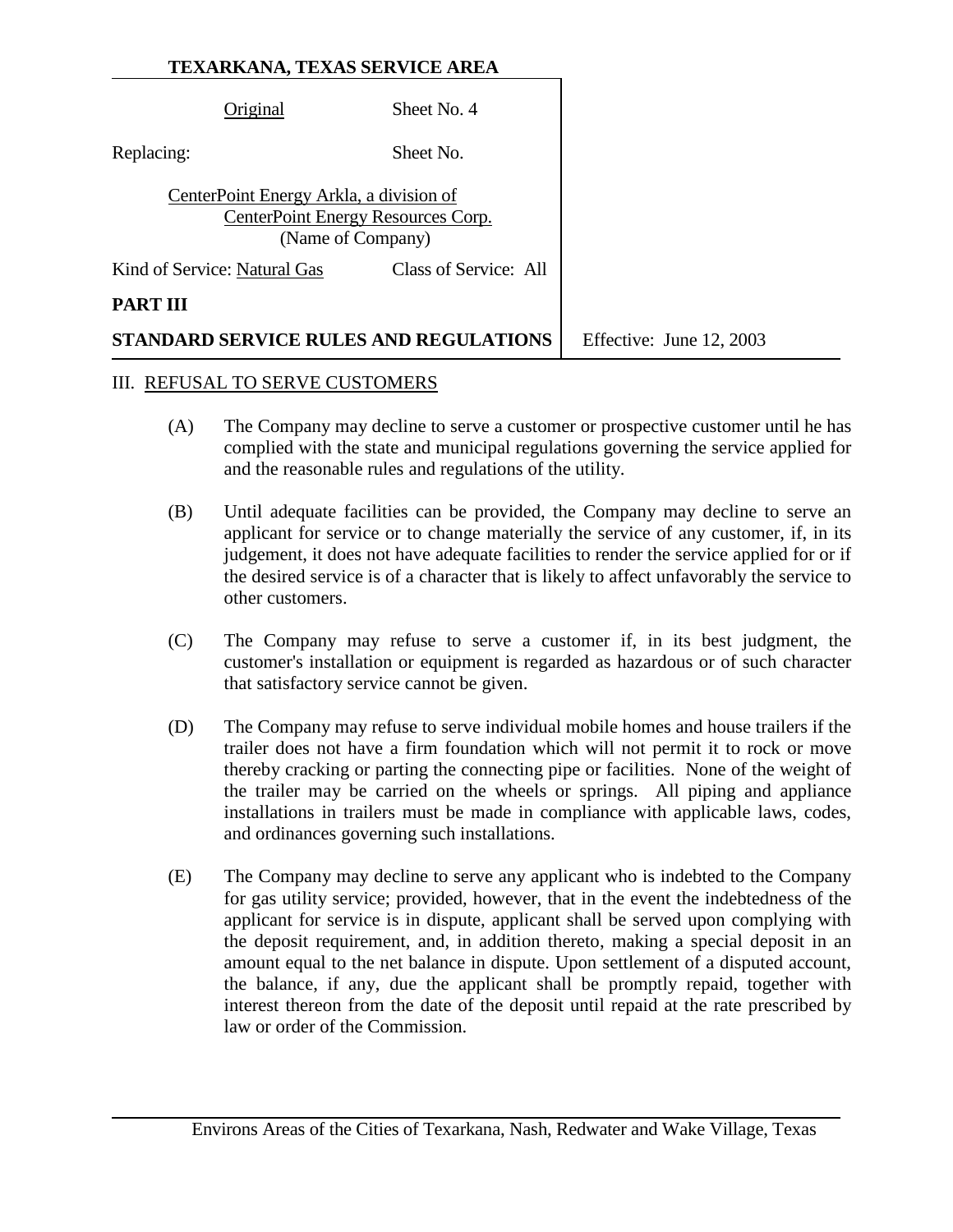**TEXARKANA, TEXAS SERVICE AREA**

| | | |
|---|---|---|
| Original | Sheet No. 4 | |
| Replacing: | Sheet No. | |
| CenterPoint Energy Arkla, a division of CenterPoint Energy Resources Corp. (Name of Company) | | |
| Kind of Service: Natural Gas | Class of Service: All | |
| **PART III** | | |
| **STANDARD SERVICE RULES AND REGULATIONS** | | Effective: June 12, 2003 |

## III. REFUSAL TO SERVE CUSTOMERS

(A) The Company may decline to serve a customer or prospective customer until he has complied with the state and municipal regulations governing the service applied for and the reasonable rules and regulations of the utility.

(B) Until adequate facilities can be provided, the Company may decline to serve an applicant for service or to change materially the service of any customer, if, in its judgement, it does not have adequate facilities to render the service applied for or if the desired service is of a character that is likely to affect unfavorably the service to other customers.

(C) The Company may refuse to serve a customer if, in its best judgment, the customer's installation or equipment is regarded as hazardous or of such character that satisfactory service cannot be given.

(D) The Company may refuse to serve individual mobile homes and house trailers if the trailer does not have a firm foundation which will not permit it to rock or move thereby cracking or parting the connecting pipe or facilities. None of the weight of the trailer may be carried on the wheels or springs. All piping and appliance installations in trailers must be made in compliance with applicable laws, codes, and ordinances governing such installations.

(E) The Company may decline to serve any applicant who is indebted to the Company for gas utility service; provided, however, that in the event the indebtedness of the applicant for service is in dispute, applicant shall be served upon complying with the deposit requirement, and, in addition thereto, making a special deposit in an amount equal to the net balance in dispute. Upon settlement of a disputed account, the balance, if any, due the applicant shall be promptly repaid, together with interest thereon from the date of the deposit until repaid at the rate prescribed by law or order of the Commission.

Environs Areas of the Cities of Texarkana, Nash, Redwater and Wake Village, Texas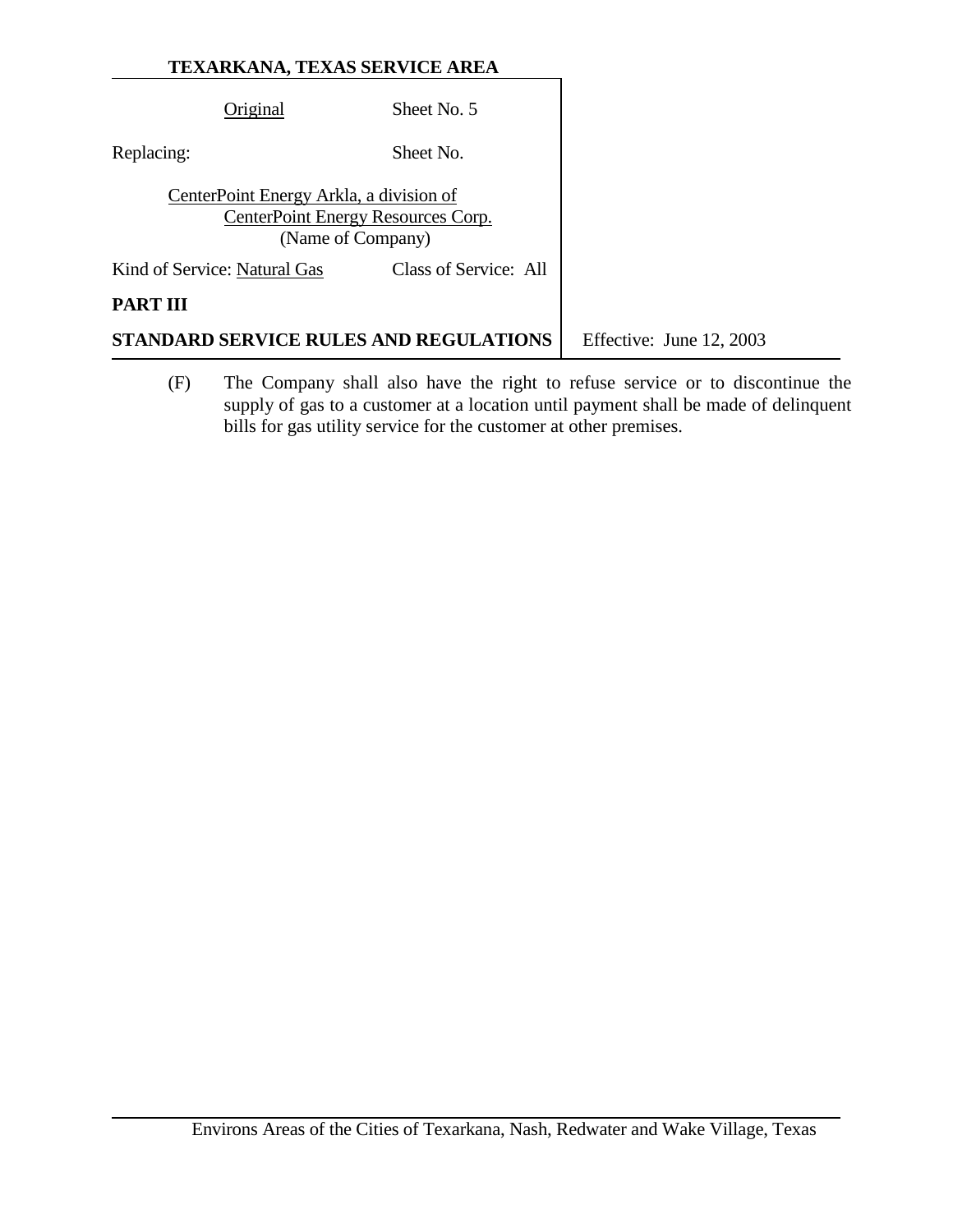(F) The Company shall also have the right to refuse service or to discontinue the supply of gas to a customer at a location until payment shall be made of delinquent bills for gas utility service for the customer at other premises.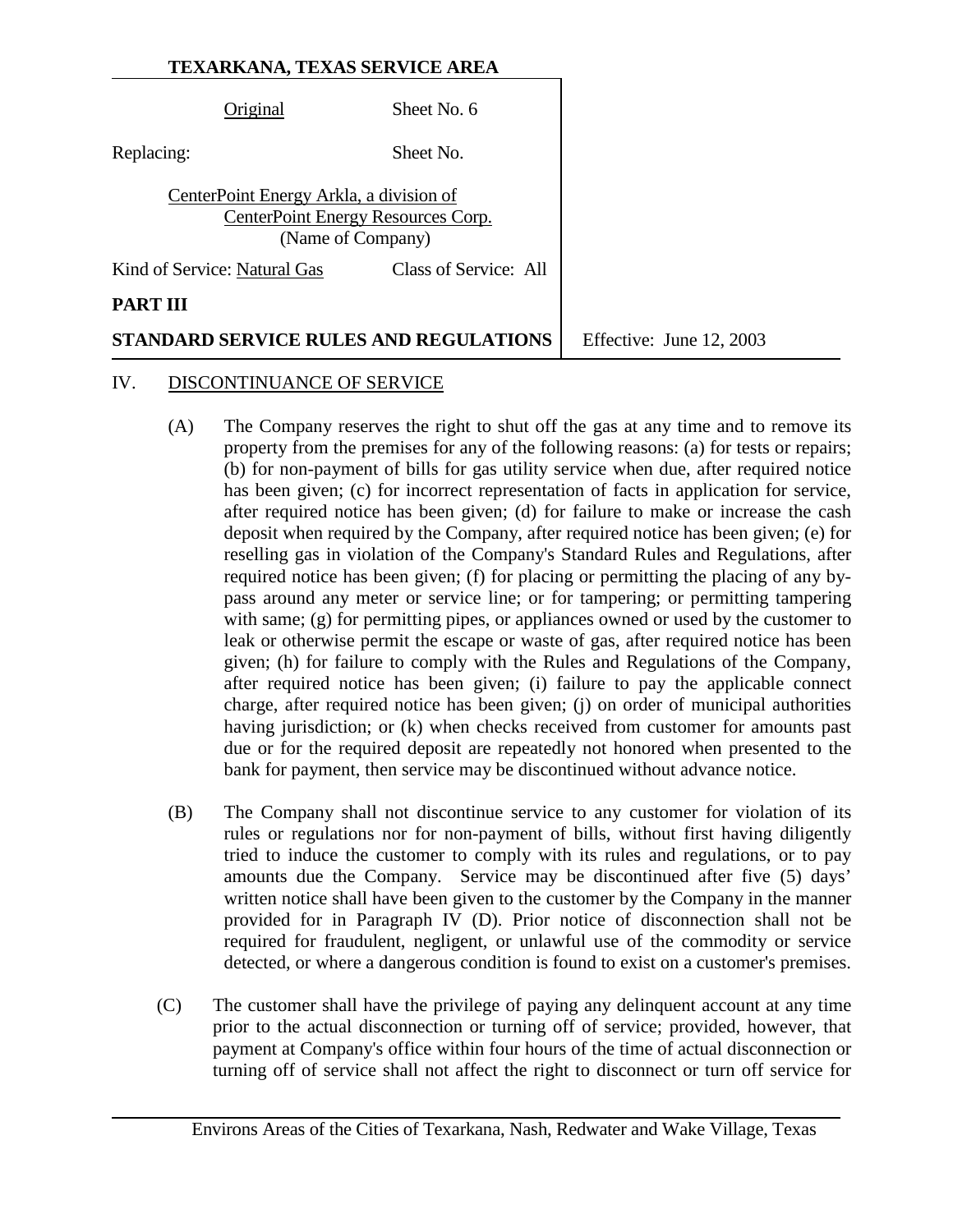## IV. DISCONTINUANCE OF SERVICE

(A) The Company reserves the right to shut off the gas at any time and to remove its property from the premises for any of the following reasons: (a) for tests or repairs; (b) for non-payment of bills for gas utility service when due, after required notice has been given; (c) for incorrect representation of facts in application for service, after required notice has been given; (d) for failure to make or increase the cash deposit when required by the Company, after required notice has been given; (e) for reselling gas in violation of the Company's Standard Rules and Regulations, after required notice has been given; (f) for placing or permitting the placing of any by-pass around any meter or service line; or for tampering; or permitting tampering with same; (g) for permitting pipes, or appliances owned or used by the customer to leak or otherwise permit the escape or waste of gas, after required notice has been given; (h) for failure to comply with the Rules and Regulations of the Company, after required notice has been given; (i) failure to pay the applicable connect charge, after required notice has been given; (j) on order of municipal authorities having jurisdiction; or (k) when checks received from customer for amounts past due or for the required deposit are repeatedly not honored when presented to the bank for payment, then service may be discontinued without advance notice.

(B) The Company shall not discontinue service to any customer for violation of its rules or regulations nor for non-payment of bills, without first having diligently tried to induce the customer to comply with its rules and regulations, or to pay amounts due the Company. Service may be discontinued after five (5) days' written notice shall have been given to the customer by the Company in the manner provided for in Paragraph IV (D). Prior notice of disconnection shall not be required for fraudulent, negligent, or unlawful use of the commodity or service detected, or where a dangerous condition is found to exist on a customer's premises.

(C) The customer shall have the privilege of paying any delinquent account at any time prior to the actual disconnection or turning off of service; provided, however, that payment at Company's office within four hours of the time of actual disconnection or turning off of service shall not affect the right to disconnect or turn off service for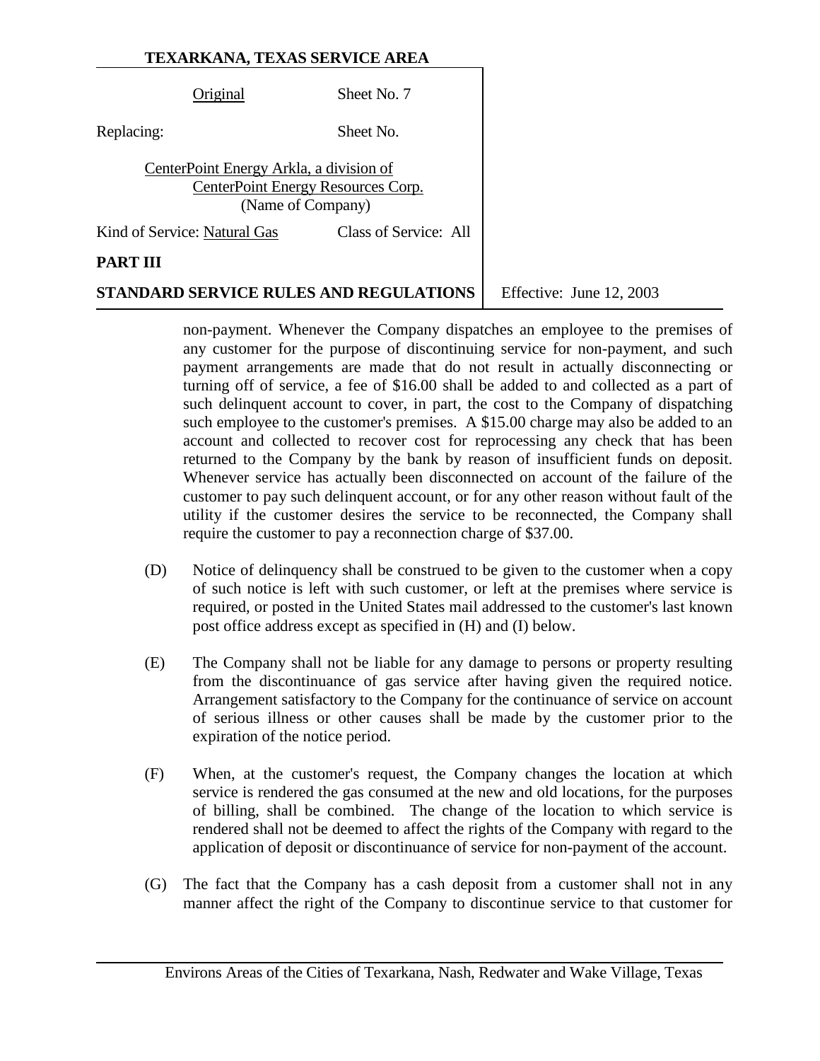non-payment. Whenever the Company dispatches an employee to the premises of any customer for the purpose of discontinuing service for non-payment, and such payment arrangements are made that do not result in actually disconnecting or turning off of service, a fee of $16.00 shall be added to and collected as a part of such delinquent account to cover, in part, the cost to the Company of dispatching such employee to the customer's premises. A $15.00 charge may also be added to an account and collected to recover cost for reprocessing any check that has been returned to the Company by the bank by reason of insufficient funds on deposit. Whenever service has actually been disconnected on account of the failure of the customer to pay such delinquent account, or for any other reason without fault of the utility if the customer desires the service to be reconnected, the Company shall require the customer to pay a reconnection charge of $37.00.

(D) Notice of delinquency shall be construed to be given to the customer when a copy of such notice is left with such customer, or left at the premises where service is required, or posted in the United States mail addressed to the customer's last known post office address except as specified in (H) and (I) below.

(E) The Company shall not be liable for any damage to persons or property resulting from the discontinuance of gas service after having given the required notice. Arrangement satisfactory to the Company for the continuance of service on account of serious illness or other causes shall be made by the customer prior to the expiration of the notice period.

(F) When, at the customer's request, the Company changes the location at which service is rendered the gas consumed at the new and old locations, for the purposes of billing, shall be combined. The change of the location to which service is rendered shall not be deemed to affect the rights of the Company with regard to the application of deposit or discontinuance of service for non-payment of the account.

(G) The fact that the Company has a cash deposit from a customer shall not in any manner affect the right of the Company to discontinue service to that customer for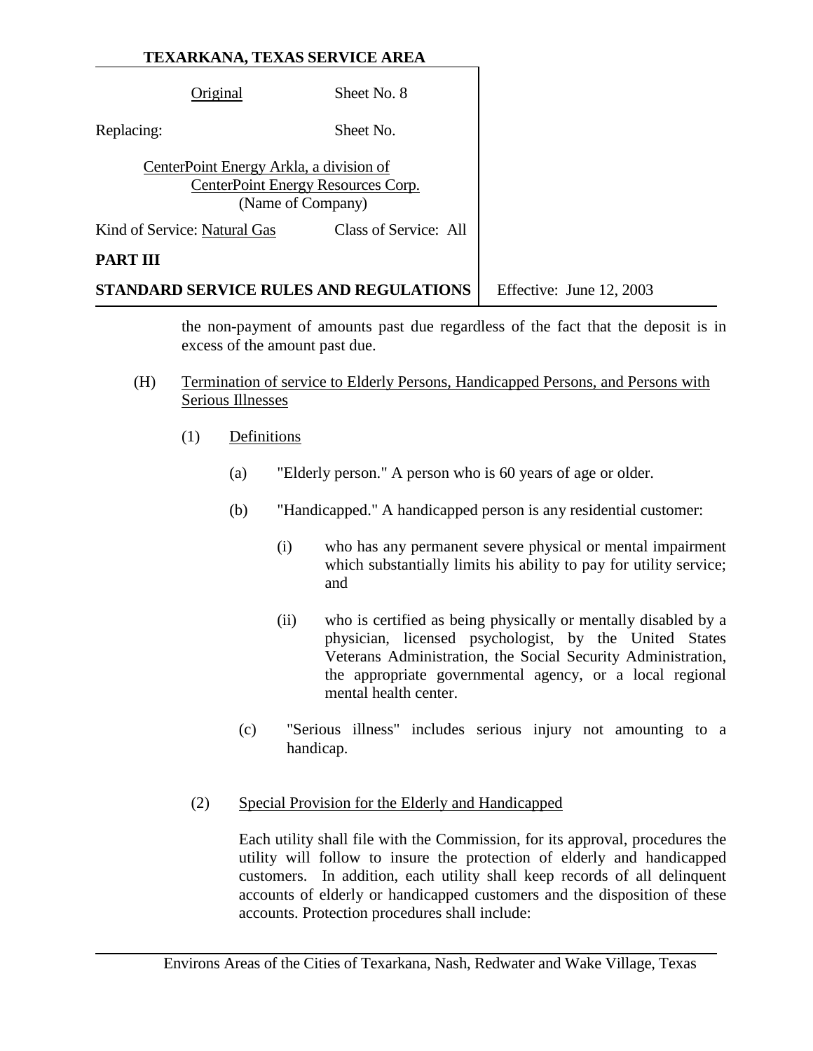the non-payment of amounts past due regardless of the fact that the deposit is in excess of the amount past due.

(H) Termination of service to Elderly Persons, Handicapped Persons, and Persons with Serious Illnesses

(1) Definitions

(a) "Elderly person." A person who is 60 years of age or older.

(b) "Handicapped." A handicapped person is any residential customer:

(i) who has any permanent severe physical or mental impairment which substantially limits his ability to pay for utility service; and

(ii) who is certified as being physically or mentally disabled by a physician, licensed psychologist, by the United States Veterans Administration, the Social Security Administration, the appropriate governmental agency, or a local regional mental health center.

(c) "Serious illness" includes serious injury not amounting to a handicap.

(2) Special Provision for the Elderly and Handicapped

Each utility shall file with the Commission, for its approval, procedures the utility will follow to insure the protection of elderly and handicapped customers. In addition, each utility shall keep records of all delinquent accounts of elderly or handicapped customers and the disposition of these accounts. Protection procedures shall include: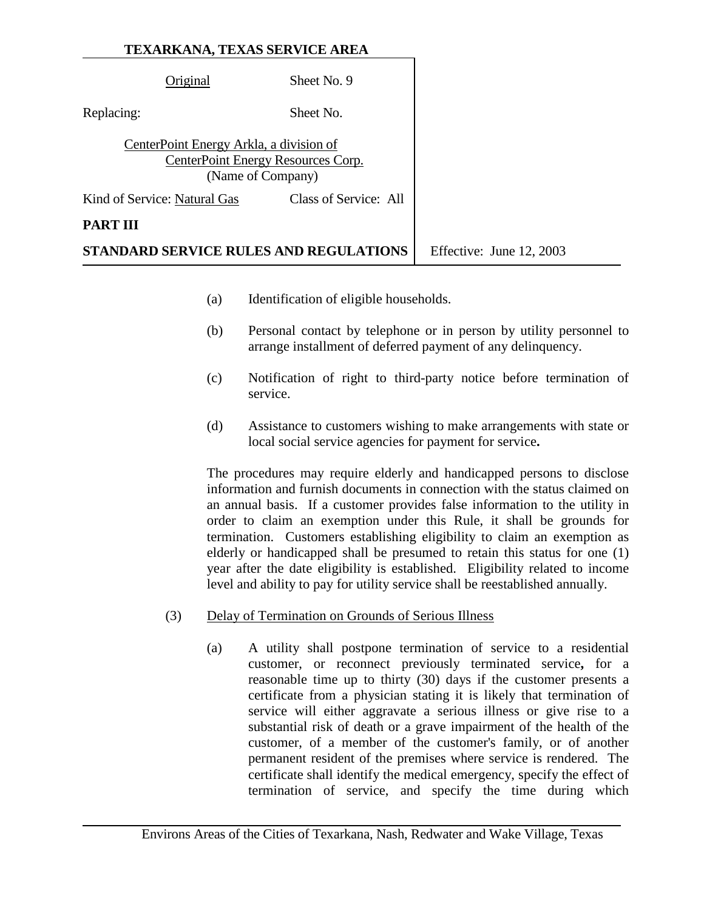(a) Identification of eligible households.

(b) Personal contact by telephone or in person by utility personnel to arrange installment of deferred payment of any delinquency.

(c) Notification of right to third-party notice before termination of service.

(d) Assistance to customers wishing to make arrangements with state or local social service agencies for payment for service**.**

The procedures may require elderly and handicapped persons to disclose information and furnish documents in connection with the status claimed on an annual basis. If a customer provides false information to the utility in order to claim an exemption under this Rule, it shall be grounds for termination. Customers establishing eligibility to claim an exemption as elderly or handicapped shall be presumed to retain this status for one (1) year after the date eligibility is established. Eligibility related to income level and ability to pay for utility service shall be reestablished annually.

(3) Delay of Termination on Grounds of Serious Illness

(a) A utility shall postpone termination of service to a residential customer, or reconnect previously terminated service**,** for a reasonable time up to thirty (30) days if the customer presents a certificate from a physician stating it is likely that termination of service will either aggravate a serious illness or give rise to a substantial risk of death or a grave impairment of the health of the customer, of a member of the customer's family, or of another permanent resident of the premises where service is rendered. The certificate shall identify the medical emergency, specify the effect of termination of service, and specify the time during which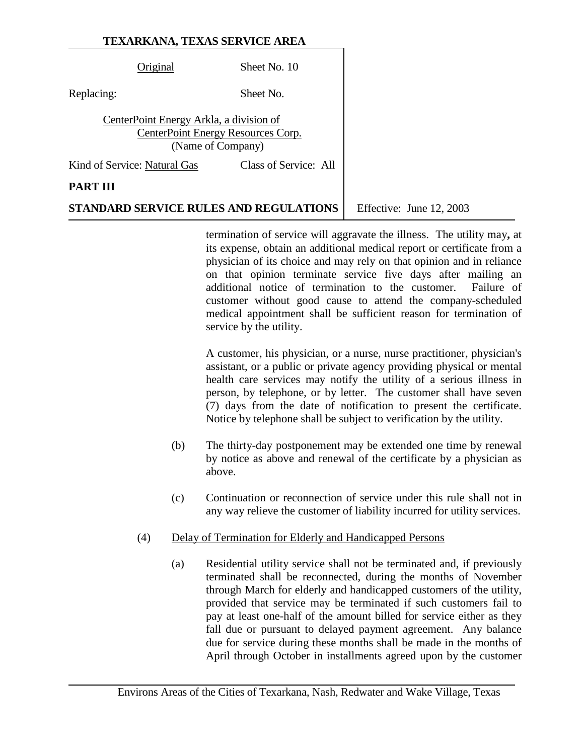termination of service will aggravate the illness. The utility may, at its expense, obtain an additional medical report or certificate from a physician of its choice and may rely on that opinion and in reliance on that opinion terminate service five days after mailing an additional notice of termination to the customer. Failure of customer without good cause to attend the company-scheduled medical appointment shall be sufficient reason for termination of service by the utility.

A customer, his physician, or a nurse, nurse practitioner, physician's assistant, or a public or private agency providing physical or mental health care services may notify the utility of a serious illness in person, by telephone, or by letter. The customer shall have seven (7) days from the date of notification to present the certificate. Notice by telephone shall be subject to verification by the utility.

(b) The thirty-day postponement may be extended one time by renewal by notice as above and renewal of the certificate by a physician as above.

(c) Continuation or reconnection of service under this rule shall not in any way relieve the customer of liability incurred for utility services.

(4) Delay of Termination for Elderly and Handicapped Persons

(a) Residential utility service shall not be terminated and, if previously terminated shall be reconnected, during the months of November through March for elderly and handicapped customers of the utility, provided that service may be terminated if such customers fail to pay at least one-half of the amount billed for service either as they fall due or pursuant to delayed payment agreement. Any balance due for service during these months shall be made in the months of April through October in installments agreed upon by the customer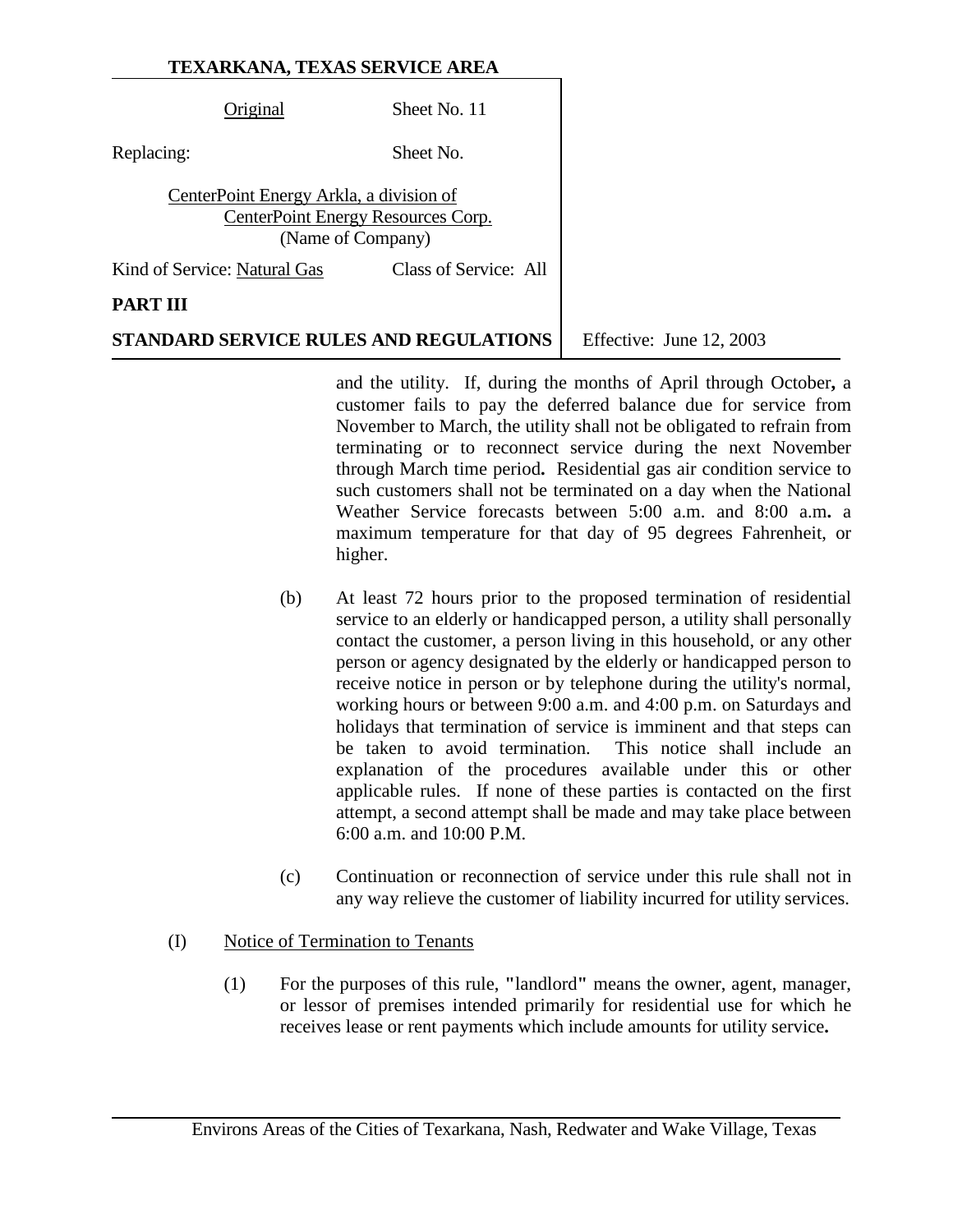and the utility. If, during the months of April through October, a customer fails to pay the deferred balance due for service from November to March, the utility shall not be obligated to refrain from terminating or to reconnect service during the next November through March time period. Residential gas air condition service to such customers shall not be terminated on a day when the National Weather Service forecasts between 5:00 a.m. and 8:00 a.m. a maximum temperature for that day of 95 degrees Fahrenheit, or higher.

(b) At least 72 hours prior to the proposed termination of residential service to an elderly or handicapped person, a utility shall personally contact the customer, a person living in this household, or any other person or agency designated by the elderly or handicapped person to receive notice in person or by telephone during the utility's normal, working hours or between 9:00 a.m. and 4:00 p.m. on Saturdays and holidays that termination of service is imminent and that steps can be taken to avoid termination. This notice shall include an explanation of the procedures available under this or other applicable rules. If none of these parties is contacted on the first attempt, a second attempt shall be made and may take place between 6:00 a.m. and 10:00 P.M.

(c) Continuation or reconnection of service under this rule shall not in any way relieve the customer of liability incurred for utility services.

(I) Notice of Termination to Tenants

(1) For the purposes of this rule, "landlord" means the owner, agent, manager, or lessor of premises intended primarily for residential use for which he receives lease or rent payments which include amounts for utility service.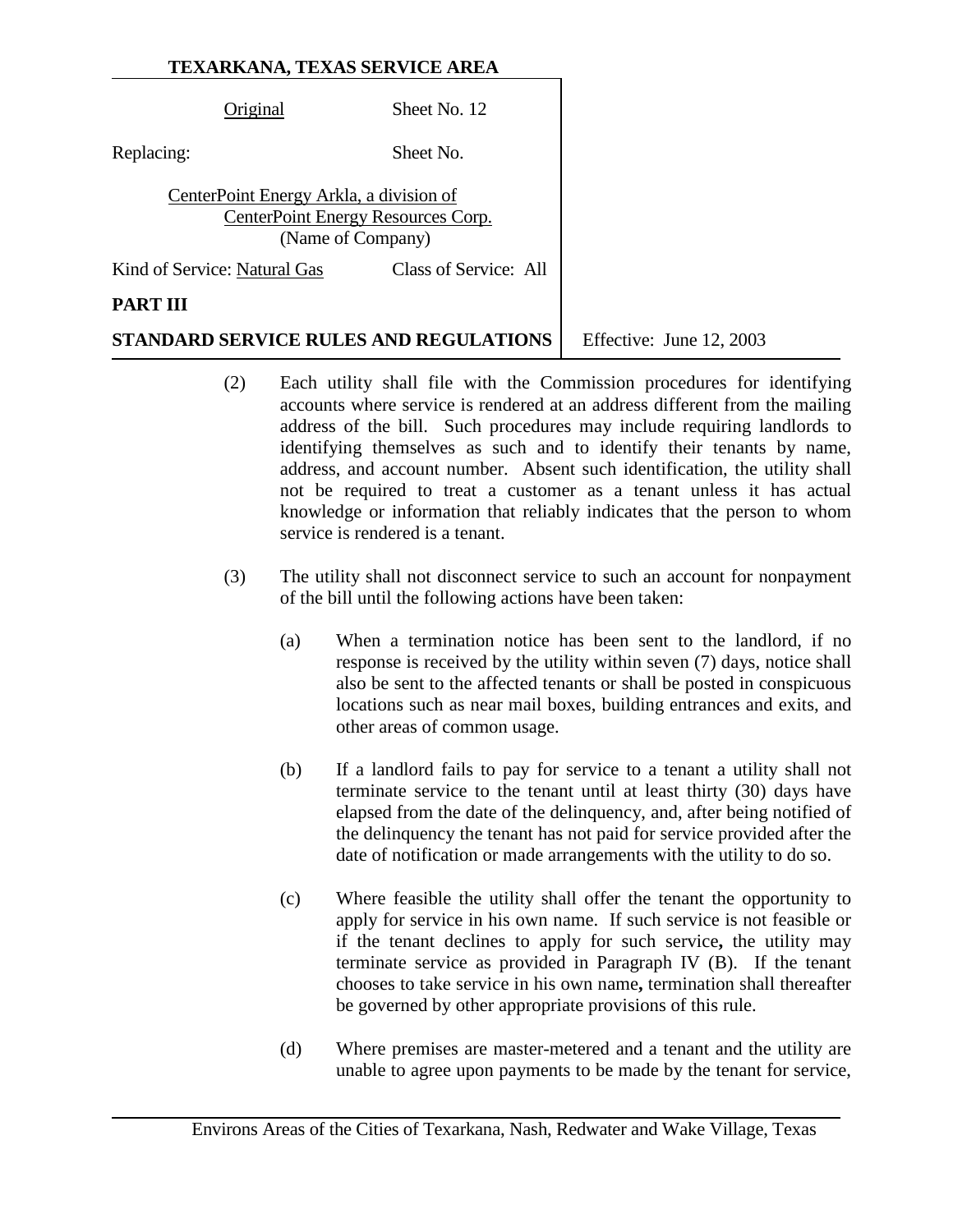(2) Each utility shall file with the Commission procedures for identifying accounts where service is rendered at an address different from the mailing address of the bill. Such procedures may include requiring landlords to identifying themselves as such and to identify their tenants by name, address, and account number. Absent such identification, the utility shall not be required to treat a customer as a tenant unless it has actual knowledge or information that reliably indicates that the person to whom service is rendered is a tenant.

(3) The utility shall not disconnect service to such an account for nonpayment of the bill until the following actions have been taken:

(a) When a termination notice has been sent to the landlord, if no response is received by the utility within seven (7) days, notice shall also be sent to the affected tenants or shall be posted in conspicuous locations such as near mail boxes, building entrances and exits, and other areas of common usage.

(b) If a landlord fails to pay for service to a tenant a utility shall not terminate service to the tenant until at least thirty (30) days have elapsed from the date of the delinquency, and, after being notified of the delinquency the tenant has not paid for service provided after the date of notification or made arrangements with the utility to do so.

(c) Where feasible the utility shall offer the tenant the opportunity to apply for service in his own name. If such service is not feasible or if the tenant declines to apply for such service**,** the utility may terminate service as provided in Paragraph IV (B). If the tenant chooses to take service in his own name**,** termination shall thereafter be governed by other appropriate provisions of this rule.

(d) Where premises are master-metered and a tenant and the utility are unable to agree upon payments to be made by the tenant for service,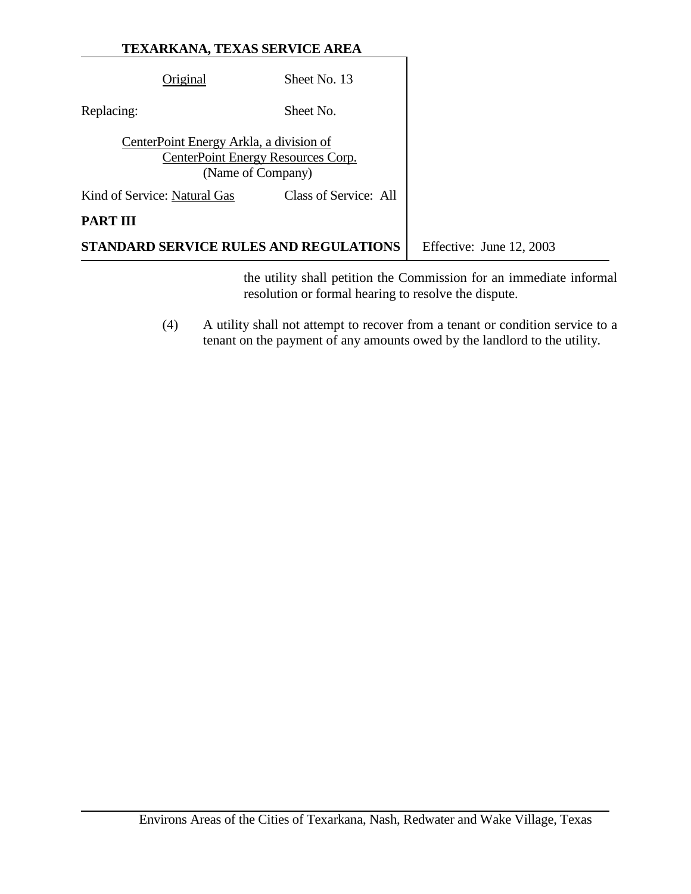the utility shall petition the Commission for an immediate informal resolution or formal hearing to resolve the dispute.

(4) A utility shall not attempt to recover from a tenant or condition service to a tenant on the payment of any amounts owed by the landlord to the utility.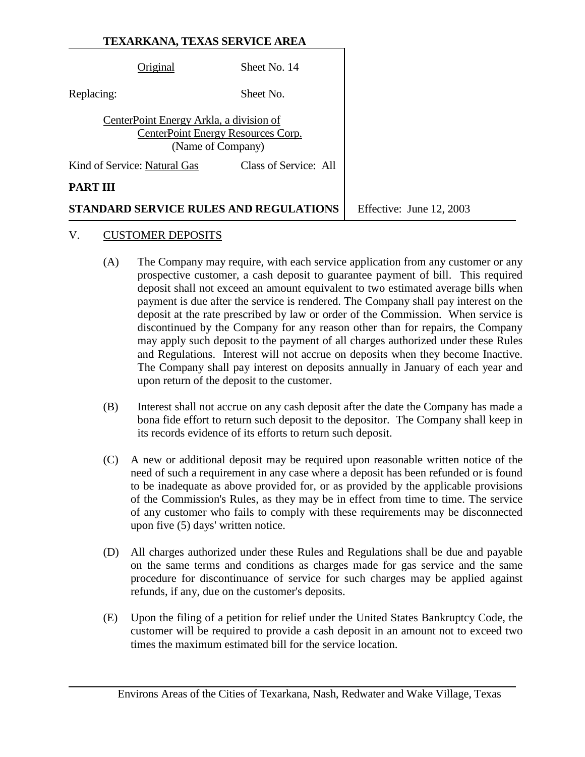**TEXARKANA, TEXAS SERVICE AREA**

| | | |
|---|---|---|
| Original | Sheet No. 14 | |
| Replacing: | Sheet No. | |
| CenterPoint Energy Arkla, a division of CenterPoint Energy Resources Corp. (Name of Company) | | |
| Kind of Service: Natural Gas | Class of Service: All | |
| **PART III** | | |
| **STANDARD SERVICE RULES AND REGULATIONS** | | Effective: June 12, 2003 |

## V. CUSTOMER DEPOSITS

(A) The Company may require, with each service application from any customer or any prospective customer, a cash deposit to guarantee payment of bill. This required deposit shall not exceed an amount equivalent to two estimated average bills when payment is due after the service is rendered. The Company shall pay interest on the deposit at the rate prescribed by law or order of the Commission. When service is discontinued by the Company for any reason other than for repairs, the Company may apply such deposit to the payment of all charges authorized under these Rules and Regulations. Interest will not accrue on deposits when they become Inactive. The Company shall pay interest on deposits annually in January of each year and upon return of the deposit to the customer.

(B) Interest shall not accrue on any cash deposit after the date the Company has made a bona fide effort to return such deposit to the depositor. The Company shall keep in its records evidence of its efforts to return such deposit.

(C) A new or additional deposit may be required upon reasonable written notice of the need of such a requirement in any case where a deposit has been refunded or is found to be inadequate as above provided for, or as provided by the applicable provisions of the Commission's Rules, as they may be in effect from time to time. The service of any customer who fails to comply with these requirements may be disconnected upon five (5) days' written notice.

(D) All charges authorized under these Rules and Regulations shall be due and payable on the same terms and conditions as charges made for gas service and the same procedure for discontinuance of service for such charges may be applied against refunds, if any, due on the customer's deposits.

(E) Upon the filing of a petition for relief under the United States Bankruptcy Code, the customer will be required to provide a cash deposit in an amount not to exceed two times the maximum estimated bill for the service location.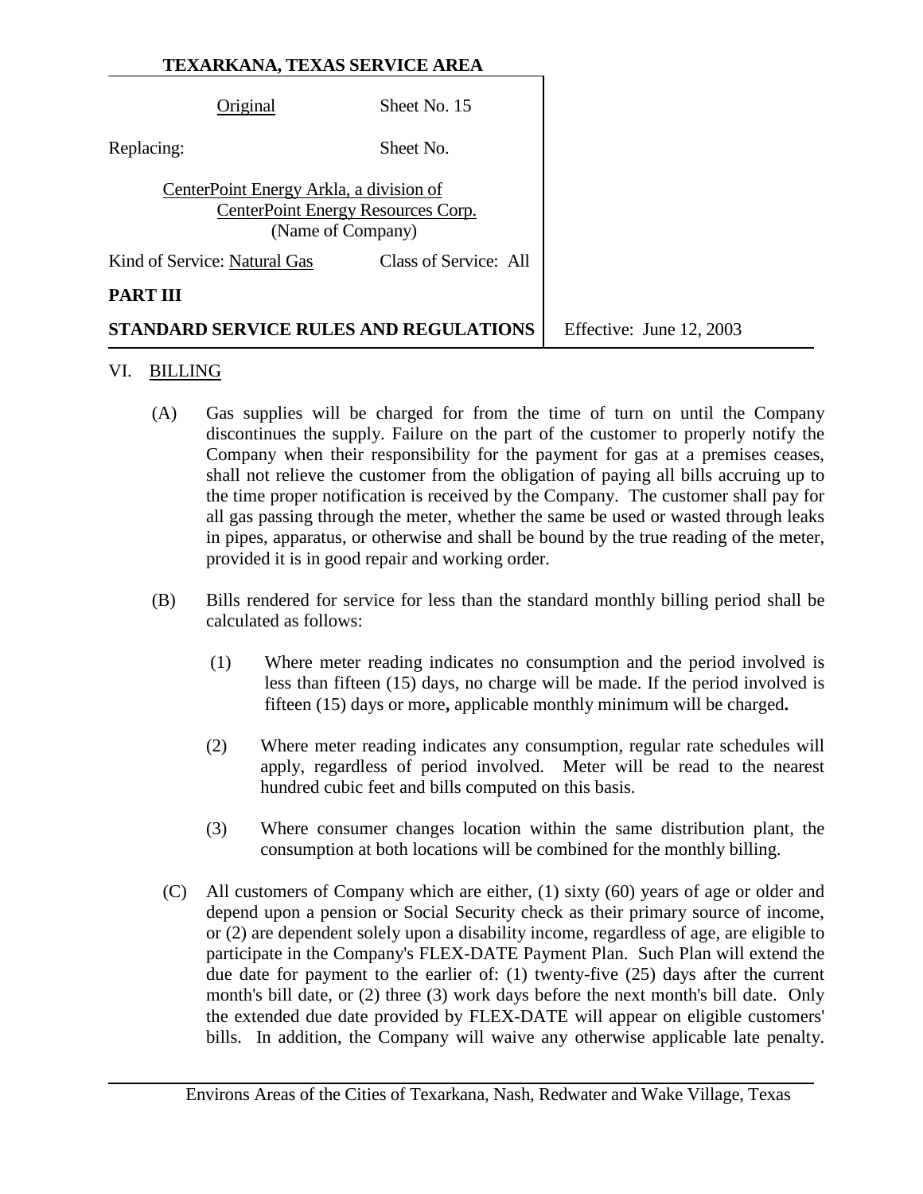**TEXARKANA, TEXAS SERVICE AREA**

| | | |
|---|---|---|
| Original | Sheet No. 15 | |
| Replacing: | Sheet No. | |
| CenterPoint Energy Arkla, a division of CenterPoint Energy Resources Corp. (Name of Company) | | |
| Kind of Service: Natural Gas | Class of Service: All | |
| **PART III** | | |
| **STANDARD SERVICE RULES AND REGULATIONS** | | Effective: June 12, 2003 |

## VI. BILLING

(A) Gas supplies will be charged for from the time of turn on until the Company discontinues the supply. Failure on the part of the customer to properly notify the Company when their responsibility for the payment for gas at a premises ceases, shall not relieve the customer from the obligation of paying all bills accruing up to the time proper notification is received by the Company. The customer shall pay for all gas passing through the meter, whether the same be used or wasted through leaks in pipes, apparatus, or otherwise and shall be bound by the true reading of the meter, provided it is in good repair and working order.

(B) Bills rendered for service for less than the standard monthly billing period shall be calculated as follows:

(1) Where meter reading indicates no consumption and the period involved is less than fifteen (15) days, no charge will be made. If the period involved is fifteen (15) days or more**,** applicable monthly minimum will be charged**.**

(2) Where meter reading indicates any consumption, regular rate schedules will apply, regardless of period involved. Meter will be read to the nearest hundred cubic feet and bills computed on this basis.

(3) Where consumer changes location within the same distribution plant, the consumption at both locations will be combined for the monthly billing.

(C) All customers of Company which are either, (1) sixty (60) years of age or older and depend upon a pension or Social Security check as their primary source of income, or (2) are dependent solely upon a disability income, regardless of age, are eligible to participate in the Company's FLEX-DATE Payment Plan. Such Plan will extend the due date for payment to the earlier of: (1) twenty-five (25) days after the current month's bill date, or (2) three (3) work days before the next month's bill date. Only the extended due date provided by FLEX-DATE will appear on eligible customers' bills. In addition, the Company will waive any otherwise applicable late penalty.

Environs Areas of the Cities of Texarkana, Nash, Redwater and Wake Village, Texas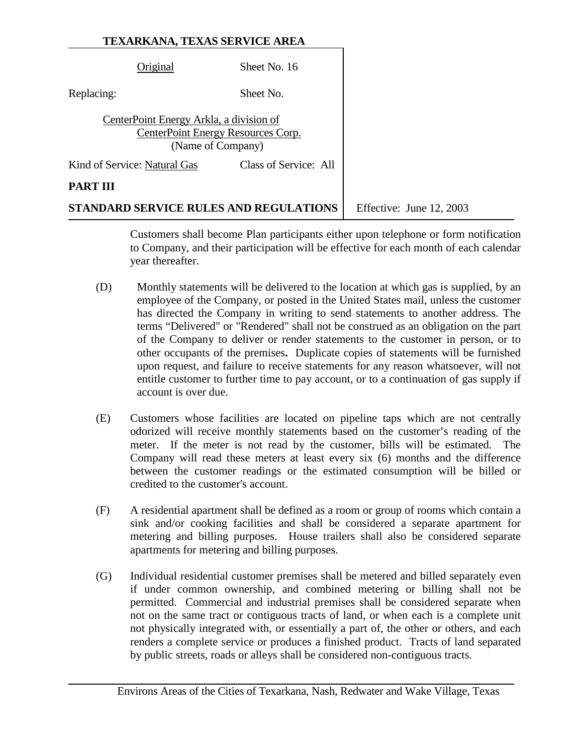Customers shall become Plan participants either upon telephone or form notification to Company, and their participation will be effective for each month of each calendar year thereafter.

(D) Monthly statements will be delivered to the location at which gas is supplied, by an employee of the Company, or posted in the United States mail, unless the customer has directed the Company in writing to send statements to another address. The terms "Delivered" or "Rendered" shall not be construed as an obligation on the part of the Company to deliver or render statements to the customer in person, or to other occupants of the premises**.** Duplicate copies of statements will be furnished upon request, and failure to receive statements for any reason whatsoever, will not entitle customer to further time to pay account, or to a continuation of gas supply if account is over due.

(E) Customers whose facilities are located on pipeline taps which are not centrally odorized will receive monthly statements based on the customer's reading of the meter. If the meter is not read by the customer, bills will be estimated. The Company will read these meters at least every six (6) months and the difference between the customer readings or the estimated consumption will be billed or credited to the customer's account.

(F) A residential apartment shall be defined as a room or group of rooms which contain a sink and/or cooking facilities and shall be considered a separate apartment for metering and billing purposes. House trailers shall also be considered separate apartments for metering and billing purposes.

(G) Individual residential customer premises shall be metered and billed separately even if under common ownership, and combined metering or billing shall not be permitted. Commercial and industrial premises shall be considered separate when not on the same tract or contiguous tracts of land, or when each is a complete unit not physically integrated with, or essentially a part of, the other or others, and each renders a complete service or produces a finished product. Tracts of land separated by public streets, roads or alleys shall be considered non-contiguous tracts.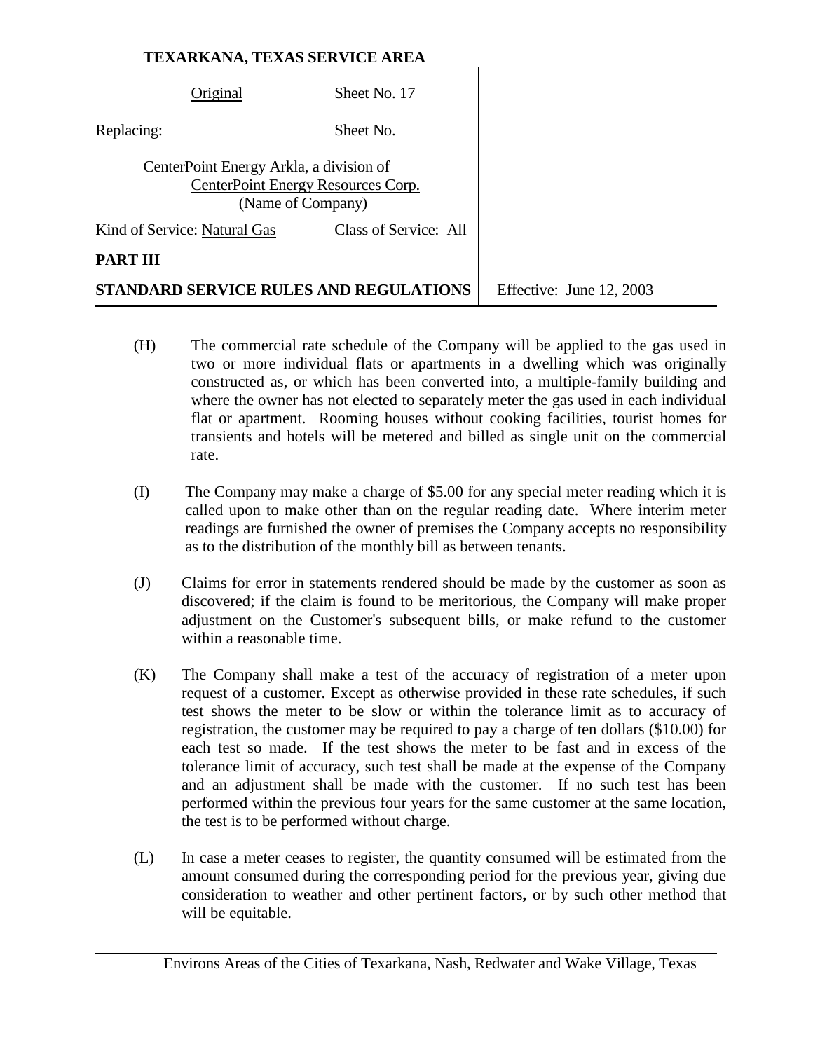**TEXARKANA, TEXAS SERVICE AREA**

| | |
|---|---|
| Original | Sheet No. 17 |
| Replacing: | Sheet No. |

CenterPoint Energy Arkla, a division of
CenterPoint Energy Resources Corp.
(Name of Company)

Kind of Service: Natural Gas Class of Service: All

**PART III**

**STANDARD SERVICE RULES AND REGULATIONS** Effective: June 12, 2003

(H) The commercial rate schedule of the Company will be applied to the gas used in two or more individual flats or apartments in a dwelling which was originally constructed as, or which has been converted into, a multiple-family building and where the owner has not elected to separately meter the gas used in each individual flat or apartment. Rooming houses without cooking facilities, tourist homes for transients and hotels will be metered and billed as single unit on the commercial rate.

(I) The Company may make a charge of $5.00 for any special meter reading which it is called upon to make other than on the regular reading date. Where interim meter readings are furnished the owner of premises the Company accepts no responsibility as to the distribution of the monthly bill as between tenants.

(J) Claims for error in statements rendered should be made by the customer as soon as discovered; if the claim is found to be meritorious, the Company will make proper adjustment on the Customer's subsequent bills, or make refund to the customer within a reasonable time.

(K) The Company shall make a test of the accuracy of registration of a meter upon request of a customer. Except as otherwise provided in these rate schedules, if such test shows the meter to be slow or within the tolerance limit as to accuracy of registration, the customer may be required to pay a charge of ten dollars ($10.00) for each test so made. If the test shows the meter to be fast and in excess of the tolerance limit of accuracy, such test shall be made at the expense of the Company and an adjustment shall be made with the customer. If no such test has been performed within the previous four years for the same customer at the same location, the test is to be performed without charge.

(L) In case a meter ceases to register, the quantity consumed will be estimated from the amount consumed during the corresponding period for the previous year, giving due consideration to weather and other pertinent factors**,** or by such other method that will be equitable.

Environs Areas of the Cities of Texarkana, Nash, Redwater and Wake Village, Texas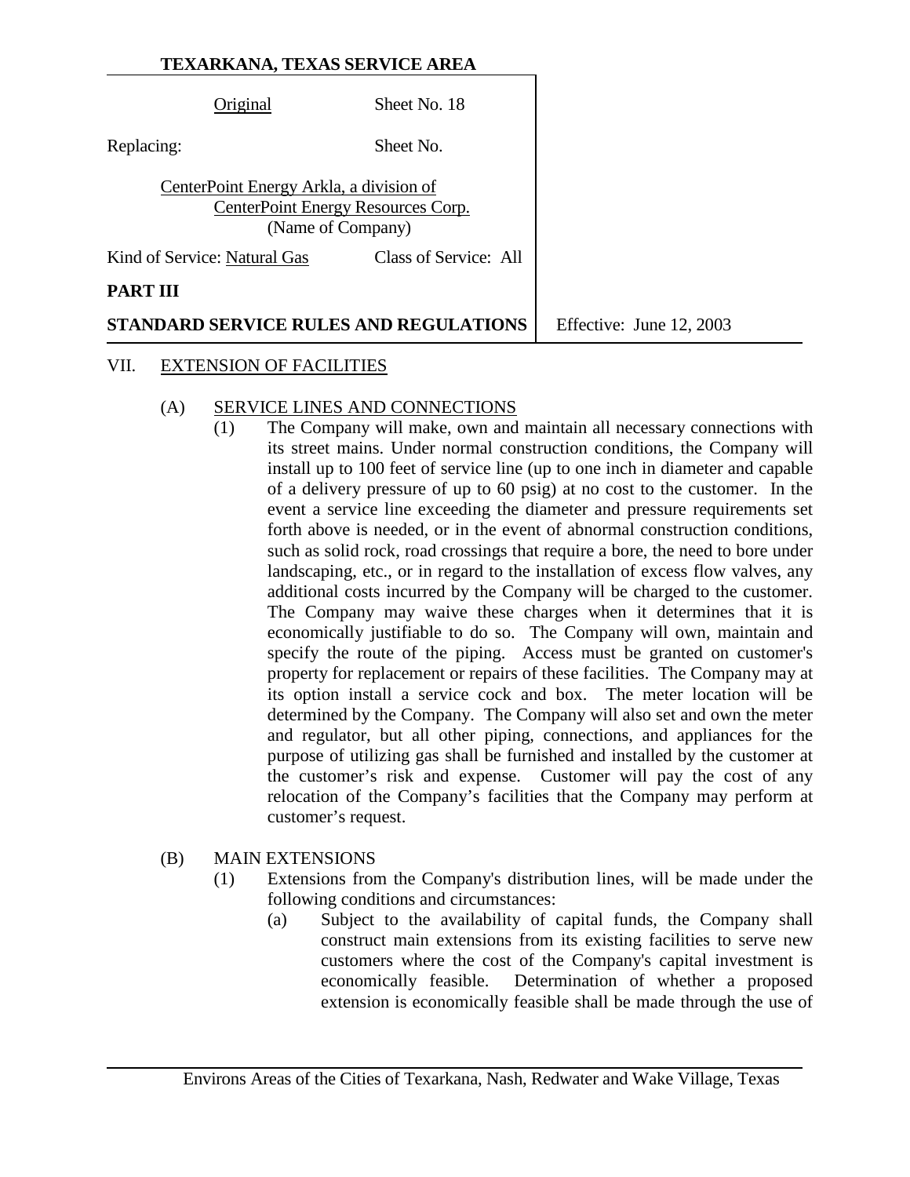**TEXARKANA, TEXAS SERVICE AREA**

| | |
|---|---|
| Original | Sheet No. 18 |
| Replacing: | Sheet No. |

CenterPoint Energy Arkla, a division of CenterPoint Energy Resources Corp.
(Name of Company)

Kind of Service: Natural Gas  Class of Service: All

**PART III**

**STANDARD SERVICE RULES AND REGULATIONS**  Effective: June 12, 2003

VII. EXTENSION OF FACILITIES

(A) SERVICE LINES AND CONNECTIONS

(1) The Company will make, own and maintain all necessary connections with its street mains. Under normal construction conditions, the Company will install up to 100 feet of service line (up to one inch in diameter and capable of a delivery pressure of up to 60 psig) at no cost to the customer. In the event a service line exceeding the diameter and pressure requirements set forth above is needed, or in the event of abnormal construction conditions, such as solid rock, road crossings that require a bore, the need to bore under landscaping, etc., or in regard to the installation of excess flow valves, any additional costs incurred by the Company will be charged to the customer. The Company may waive these charges when it determines that it is economically justifiable to do so. The Company will own, maintain and specify the route of the piping. Access must be granted on customer's property for replacement or repairs of these facilities. The Company may at its option install a service cock and box. The meter location will be determined by the Company. The Company will also set and own the meter and regulator, but all other piping, connections, and appliances for the purpose of utilizing gas shall be furnished and installed by the customer at the customer's risk and expense. Customer will pay the cost of any relocation of the Company's facilities that the Company may perform at customer's request.

(B) MAIN EXTENSIONS

(1) Extensions from the Company's distribution lines, will be made under the following conditions and circumstances:

(a) Subject to the availability of capital funds, the Company shall construct main extensions from its existing facilities to serve new customers where the cost of the Company's capital investment is economically feasible. Determination of whether a proposed extension is economically feasible shall be made through the use of

Environs Areas of the Cities of Texarkana, Nash, Redwater and Wake Village, Texas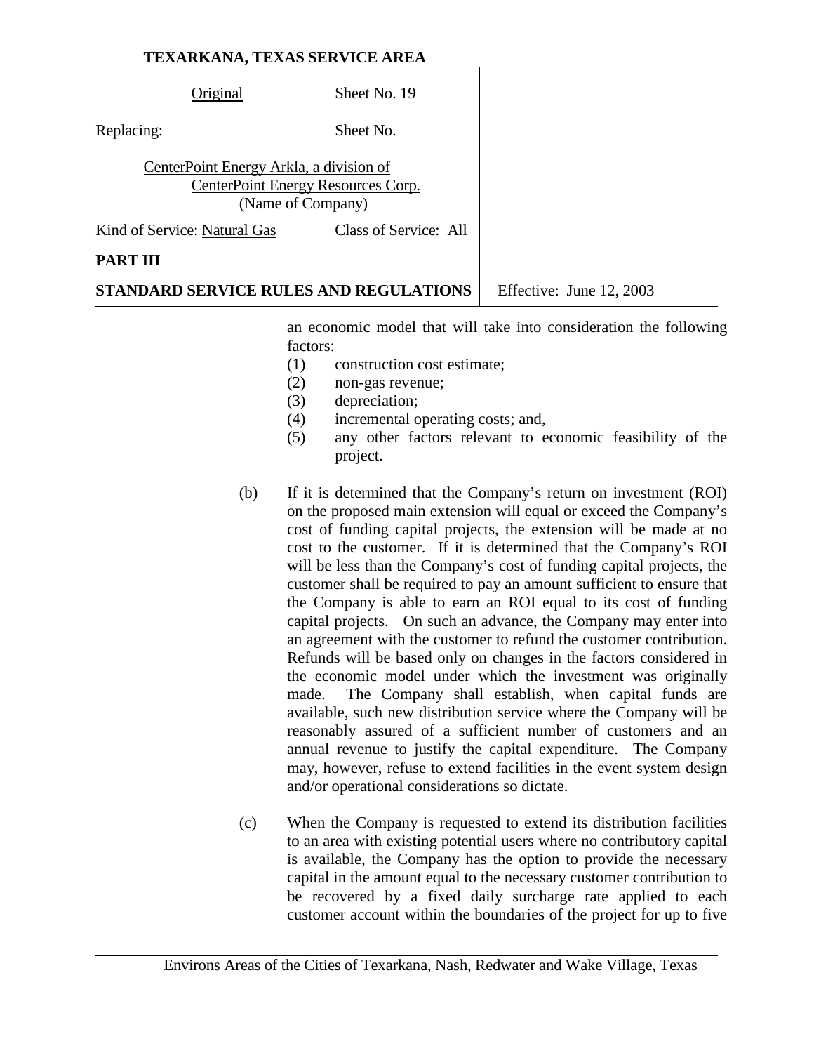an economic model that will take into consideration the following factors:

(1) construction cost estimate;
(2) non-gas revenue;
(3) depreciation;
(4) incremental operating costs; and,
(5) any other factors relevant to economic feasibility of the project.

(b) If it is determined that the Company's return on investment (ROI) on the proposed main extension will equal or exceed the Company's cost of funding capital projects, the extension will be made at no cost to the customer. If it is determined that the Company's ROI will be less than the Company's cost of funding capital projects, the customer shall be required to pay an amount sufficient to ensure that the Company is able to earn an ROI equal to its cost of funding capital projects. On such an advance, the Company may enter into an agreement with the customer to refund the customer contribution. Refunds will be based only on changes in the factors considered in the economic model under which the investment was originally made. The Company shall establish, when capital funds are available, such new distribution service where the Company will be reasonably assured of a sufficient number of customers and an annual revenue to justify the capital expenditure. The Company may, however, refuse to extend facilities in the event system design and/or operational considerations so dictate.

(c) When the Company is requested to extend its distribution facilities to an area with existing potential users where no contributory capital is available, the Company has the option to provide the necessary capital in the amount equal to the necessary customer contribution to be recovered by a fixed daily surcharge rate applied to each customer account within the boundaries of the project for up to five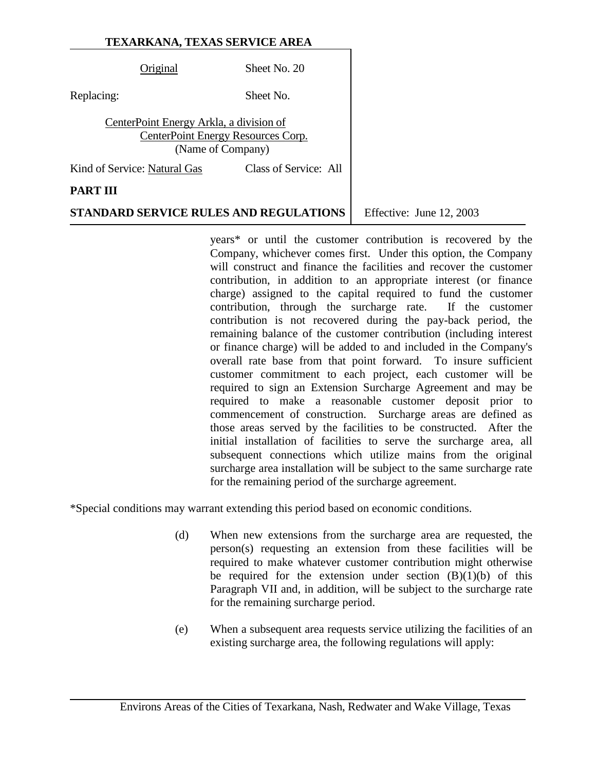years* or until the customer contribution is recovered by the Company, whichever comes first. Under this option, the Company will construct and finance the facilities and recover the customer contribution, in addition to an appropriate interest (or finance charge) assigned to the capital required to fund the customer contribution, through the surcharge rate. If the customer contribution is not recovered during the pay-back period, the remaining balance of the customer contribution (including interest or finance charge) will be added to and included in the Company's overall rate base from that point forward. To insure sufficient customer commitment to each project, each customer will be required to sign an Extension Surcharge Agreement and may be required to make a reasonable customer deposit prior to commencement of construction. Surcharge areas are defined as those areas served by the facilities to be constructed. After the initial installation of facilities to serve the surcharge area, all subsequent connections which utilize mains from the original surcharge area installation will be subject to the same surcharge rate for the remaining period of the surcharge agreement.

*Special conditions may warrant extending this period based on economic conditions.

(d) When new extensions from the surcharge area are requested, the person(s) requesting an extension from these facilities will be required to make whatever customer contribution might otherwise be required for the extension under section (B)(1)(b) of this Paragraph VII and, in addition, will be subject to the surcharge rate for the remaining surcharge period.

(e) When a subsequent area requests service utilizing the facilities of an existing surcharge area, the following regulations will apply: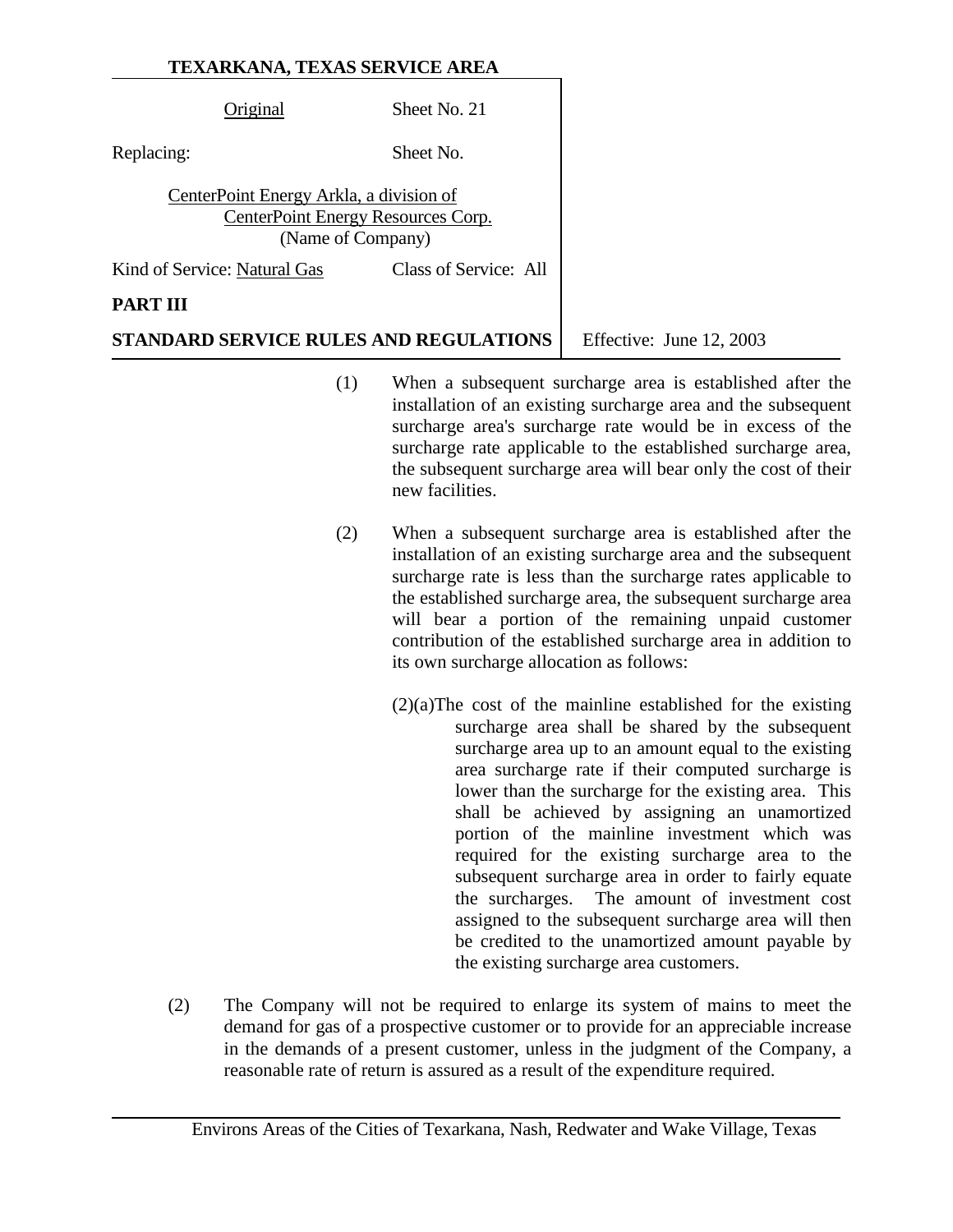**TEXARKANA, TEXAS SERVICE AREA**

| | |
|---|---|
| Original | Sheet No. 21 |
| Replacing: | Sheet No. |

CenterPoint Energy Arkla, a division of CenterPoint Energy Resources Corp.
(Name of Company)

Kind of Service: Natural Gas    Class of Service: All

**PART III**

**STANDARD SERVICE RULES AND REGULATIONS**    Effective: June 12, 2003

(1) When a subsequent surcharge area is established after the installation of an existing surcharge area and the subsequent surcharge area's surcharge rate would be in excess of the surcharge rate applicable to the established surcharge area, the subsequent surcharge area will bear only the cost of their new facilities.

(2) When a subsequent surcharge area is established after the installation of an existing surcharge area and the subsequent surcharge rate is less than the surcharge rates applicable to the established surcharge area, the subsequent surcharge area will bear a portion of the remaining unpaid customer contribution of the established surcharge area in addition to its own surcharge allocation as follows:

(2)(a)The cost of the mainline established for the existing surcharge area shall be shared by the subsequent surcharge area up to an amount equal to the existing area surcharge rate if their computed surcharge is lower than the surcharge for the existing area. This shall be achieved by assigning an unamortized portion of the mainline investment which was required for the existing surcharge area to the subsequent surcharge area in order to fairly equate the surcharges. The amount of investment cost assigned to the subsequent surcharge area will then be credited to the unamortized amount payable by the existing surcharge area customers.

(2) The Company will not be required to enlarge its system of mains to meet the demand for gas of a prospective customer or to provide for an appreciable increase in the demands of a present customer, unless in the judgment of the Company, a reasonable rate of return is assured as a result of the expenditure required.

Environs Areas of the Cities of Texarkana, Nash, Redwater and Wake Village, Texas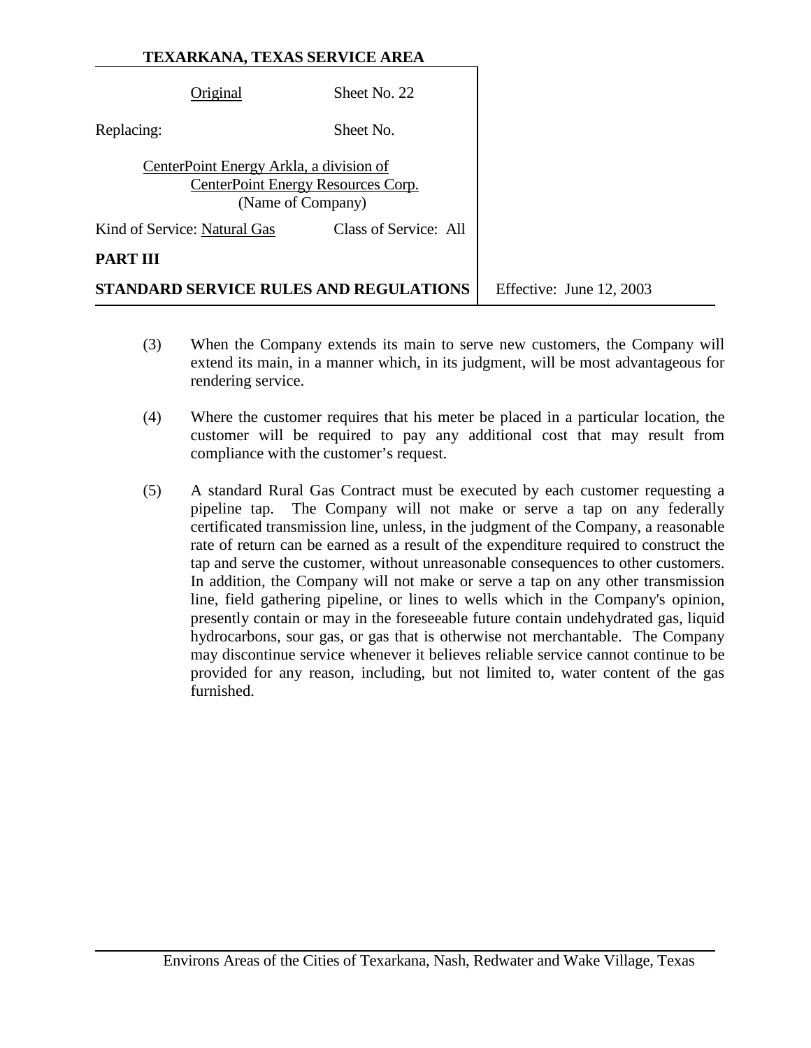**TEXARKANA, TEXAS SERVICE AREA**

| | | |
|---|---|---|
| Original | Sheet No. 22 | |
| Replacing: | Sheet No. | |
| CenterPoint Energy Arkla, a division of CenterPoint Energy Resources Corp. (Name of Company) | | |
| Kind of Service: Natural Gas | Class of Service: All | |
| **PART III** | | |
| **STANDARD SERVICE RULES AND REGULATIONS** | | Effective: June 12, 2003 |

(3) When the Company extends its main to serve new customers, the Company will extend its main, in a manner which, in its judgment, will be most advantageous for rendering service.

(4) Where the customer requires that his meter be placed in a particular location, the customer will be required to pay any additional cost that may result from compliance with the customer's request.

(5) A standard Rural Gas Contract must be executed by each customer requesting a pipeline tap. The Company will not make or serve a tap on any federally certificated transmission line, unless, in the judgment of the Company, a reasonable rate of return can be earned as a result of the expenditure required to construct the tap and serve the customer, without unreasonable consequences to other customers. In addition, the Company will not make or serve a tap on any other transmission line, field gathering pipeline, or lines to wells which in the Company's opinion, presently contain or may in the foreseeable future contain undehydrated gas, liquid hydrocarbons, sour gas, or gas that is otherwise not merchantable. The Company may discontinue service whenever it believes reliable service cannot continue to be provided for any reason, including, but not limited to, water content of the gas furnished.

Environs Areas of the Cities of Texarkana, Nash, Redwater and Wake Village, Texas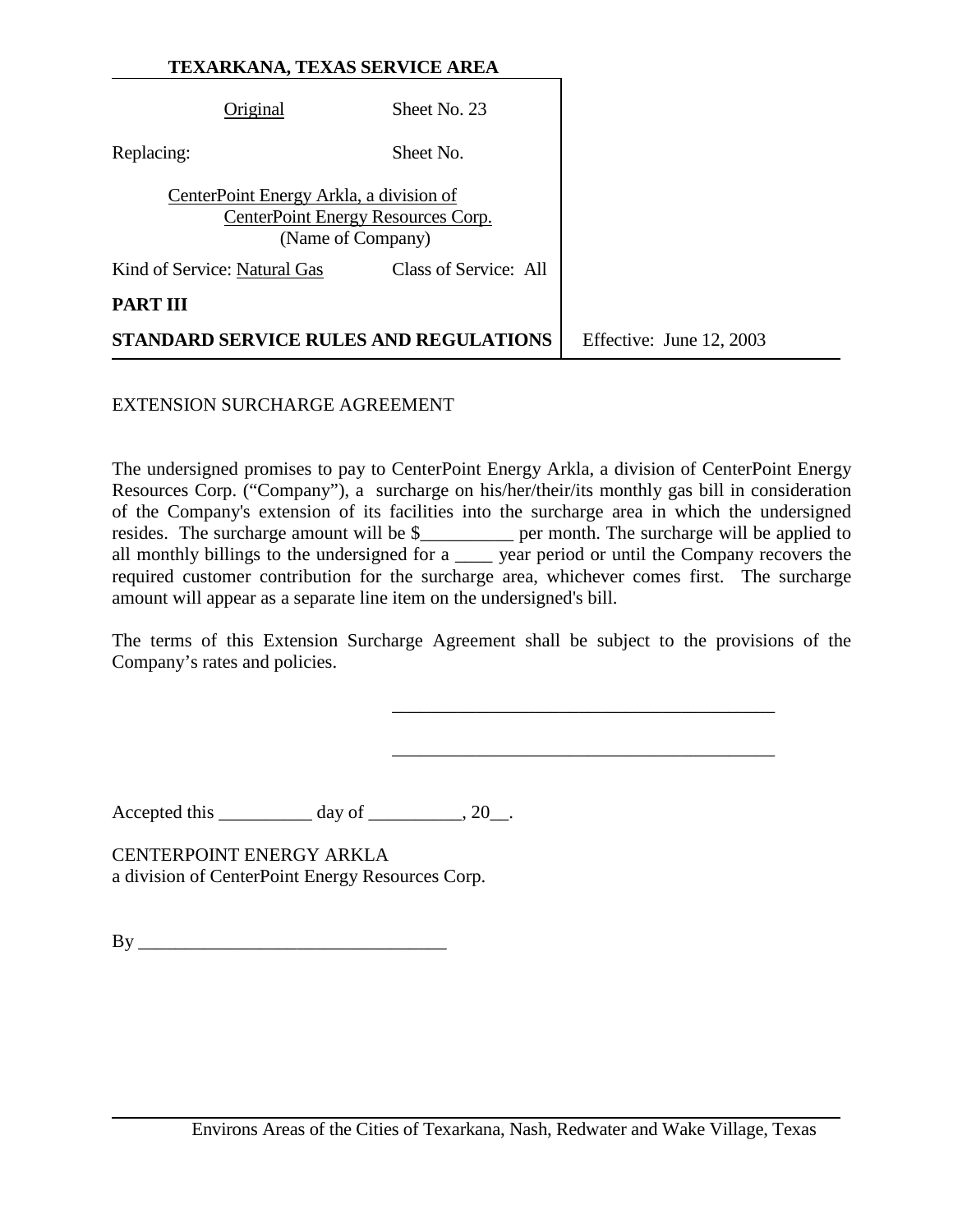**TEXARKANA, TEXAS SERVICE AREA**

| | | |
|---|---|---|
| Original | Sheet No. 23 | |
| Replacing: | Sheet No. | |
| CenterPoint Energy Arkla, a division of CenterPoint Energy Resources Corp. (Name of Company) | | |
| Kind of Service: Natural Gas | Class of Service: All | |
| **PART III** | | |
| **STANDARD SERVICE RULES AND REGULATIONS** | | Effective: June 12, 2003 |

EXTENSION SURCHARGE AGREEMENT

The undersigned promises to pay to CenterPoint Energy Arkla, a division of CenterPoint Energy Resources Corp. ("Company"), a surcharge on his/her/their/its monthly gas bill in consideration of the Company's extension of its facilities into the surcharge area in which the undersigned resides. The surcharge amount will be $__________ per month. The surcharge will be applied to all monthly billings to the undersigned for a ____ year period or until the Company recovers the required customer contribution for the surcharge area, whichever comes first. The surcharge amount will appear as a separate line item on the undersigned's bill.

The terms of this Extension Surcharge Agreement shall be subject to the provisions of the Company's rates and policies.

_________________________________________

_________________________________________

Accepted this __________ day of __________, 20__.

CENTERPOINT ENERGY ARKLA
a division of CenterPoint Energy Resources Corp.

By _________________________________

Environs Areas of the Cities of Texarkana, Nash, Redwater and Wake Village, Texas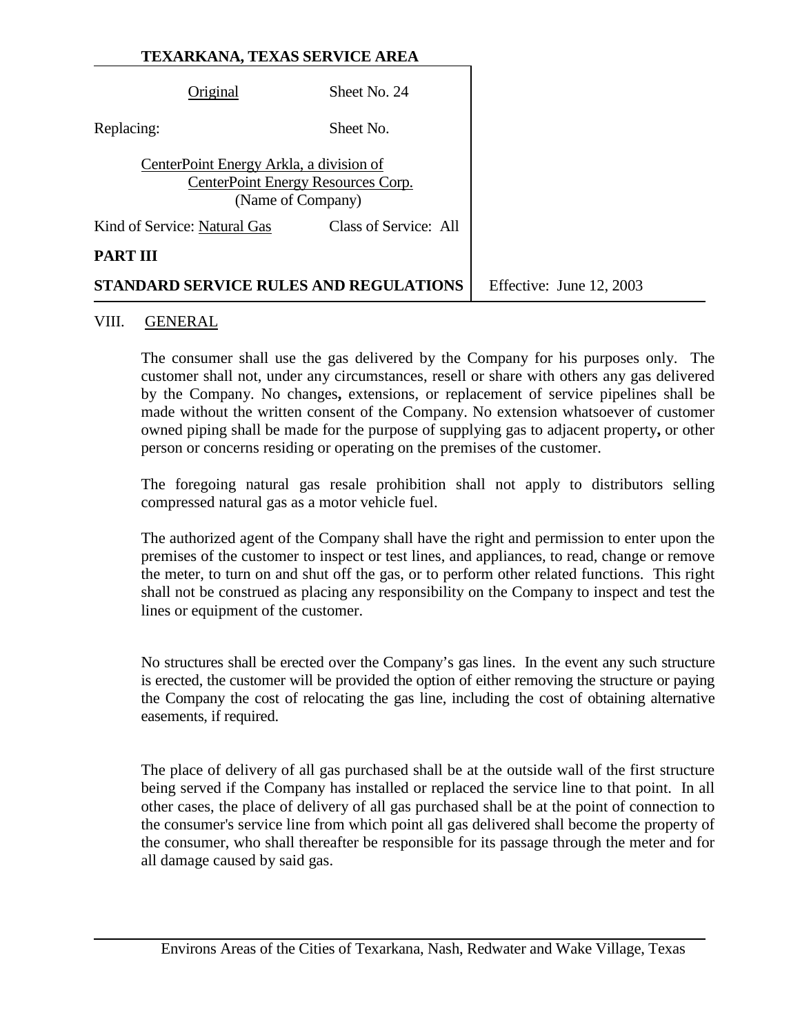**TEXARKANA, TEXAS SERVICE AREA**

| | | |
|---|---|---|
| Original | Sheet No. 24 | |
| Replacing: | Sheet No. | |
| CenterPoint Energy Arkla, a division of CenterPoint Energy Resources Corp. (Name of Company) | | |
| Kind of Service: Natural Gas | Class of Service: All | |
| **PART III** | | |
| **STANDARD SERVICE RULES AND REGULATIONS** | | Effective: June 12, 2003 |

VIII. GENERAL

The consumer shall use the gas delivered by the Company for his purposes only. The customer shall not, under any circumstances, resell or share with others any gas delivered by the Company. No changes**,** extensions, or replacement of service pipelines shall be made without the written consent of the Company. No extension whatsoever of customer owned piping shall be made for the purpose of supplying gas to adjacent property**,** or other person or concerns residing or operating on the premises of the customer.

The foregoing natural gas resale prohibition shall not apply to distributors selling compressed natural gas as a motor vehicle fuel.

The authorized agent of the Company shall have the right and permission to enter upon the premises of the customer to inspect or test lines, and appliances, to read, change or remove the meter, to turn on and shut off the gas, or to perform other related functions. This right shall not be construed as placing any responsibility on the Company to inspect and test the lines or equipment of the customer.

No structures shall be erected over the Company's gas lines. In the event any such structure is erected, the customer will be provided the option of either removing the structure or paying the Company the cost of relocating the gas line, including the cost of obtaining alternative easements, if required.

The place of delivery of all gas purchased shall be at the outside wall of the first structure being served if the Company has installed or replaced the service line to that point. In all other cases, the place of delivery of all gas purchased shall be at the point of connection to the consumer's service line from which point all gas delivered shall become the property of the consumer, who shall thereafter be responsible for its passage through the meter and for all damage caused by said gas.

Environs Areas of the Cities of Texarkana, Nash, Redwater and Wake Village, Texas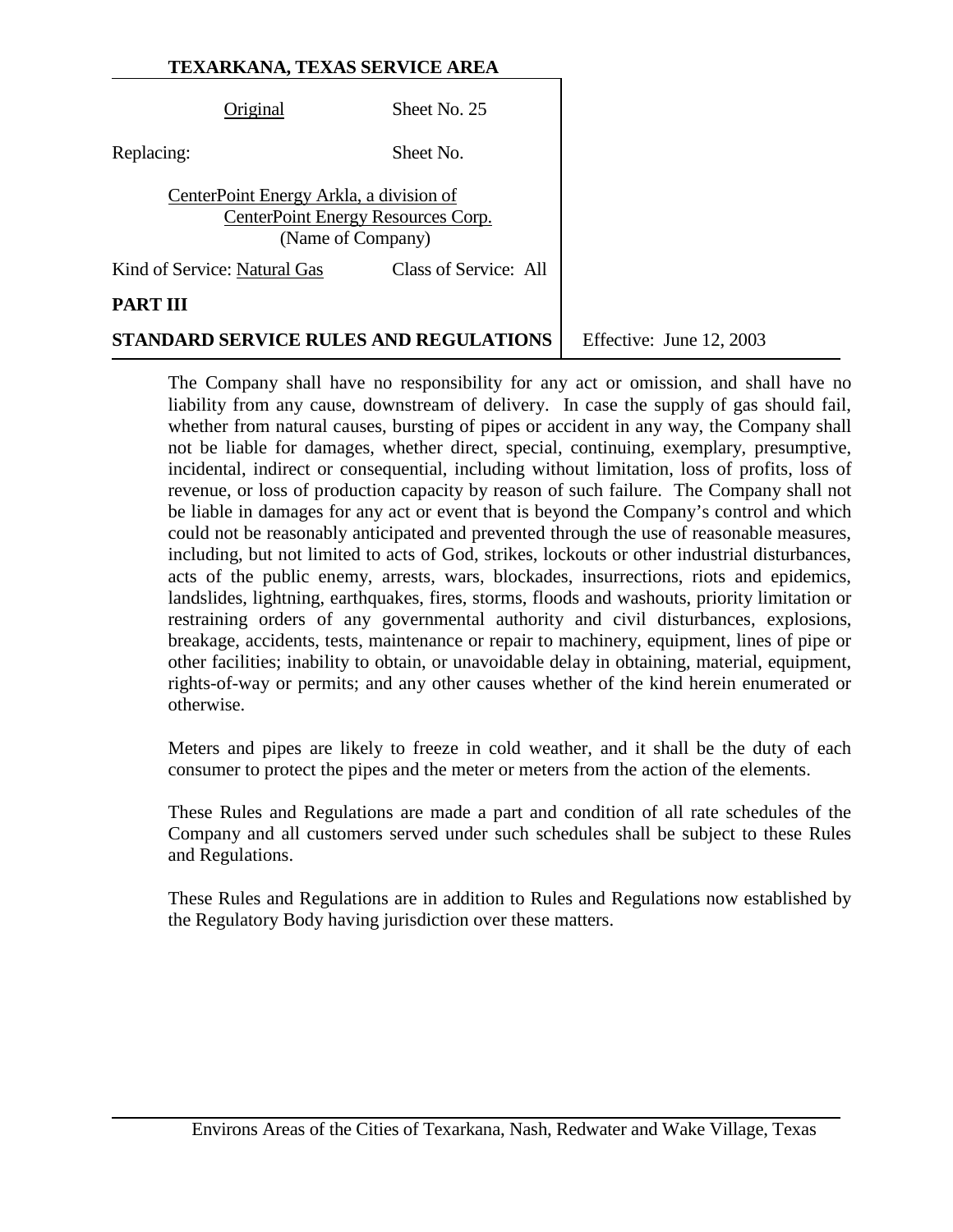**TEXARKANA, TEXAS SERVICE AREA**

Original Sheet No. 25

Replacing: Sheet No.

CenterPoint Energy Arkla, a division of CenterPoint Energy Resources Corp.
(Name of Company)

Kind of Service: Natural Gas Class of Service: All

**PART III**

**STANDARD SERVICE RULES AND REGULATIONS** Effective: June 12, 2003

The Company shall have no responsibility for any act or omission, and shall have no liability from any cause, downstream of delivery. In case the supply of gas should fail, whether from natural causes, bursting of pipes or accident in any way, the Company shall not be liable for damages, whether direct, special, continuing, exemplary, presumptive, incidental, indirect or consequential, including without limitation, loss of profits, loss of revenue, or loss of production capacity by reason of such failure. The Company shall not be liable in damages for any act or event that is beyond the Company's control and which could not be reasonably anticipated and prevented through the use of reasonable measures, including, but not limited to acts of God, strikes, lockouts or other industrial disturbances, acts of the public enemy, arrests, wars, blockades, insurrections, riots and epidemics, landslides, lightning, earthquakes, fires, storms, floods and washouts, priority limitation or restraining orders of any governmental authority and civil disturbances, explosions, breakage, accidents, tests, maintenance or repair to machinery, equipment, lines of pipe or other facilities; inability to obtain, or unavoidable delay in obtaining, material, equipment, rights-of-way or permits; and any other causes whether of the kind herein enumerated or otherwise.

Meters and pipes are likely to freeze in cold weather, and it shall be the duty of each consumer to protect the pipes and the meter or meters from the action of the elements.

These Rules and Regulations are made a part and condition of all rate schedules of the Company and all customers served under such schedules shall be subject to these Rules and Regulations.

These Rules and Regulations are in addition to Rules and Regulations now established by the Regulatory Body having jurisdiction over these matters.

Environs Areas of the Cities of Texarkana, Nash, Redwater and Wake Village, Texas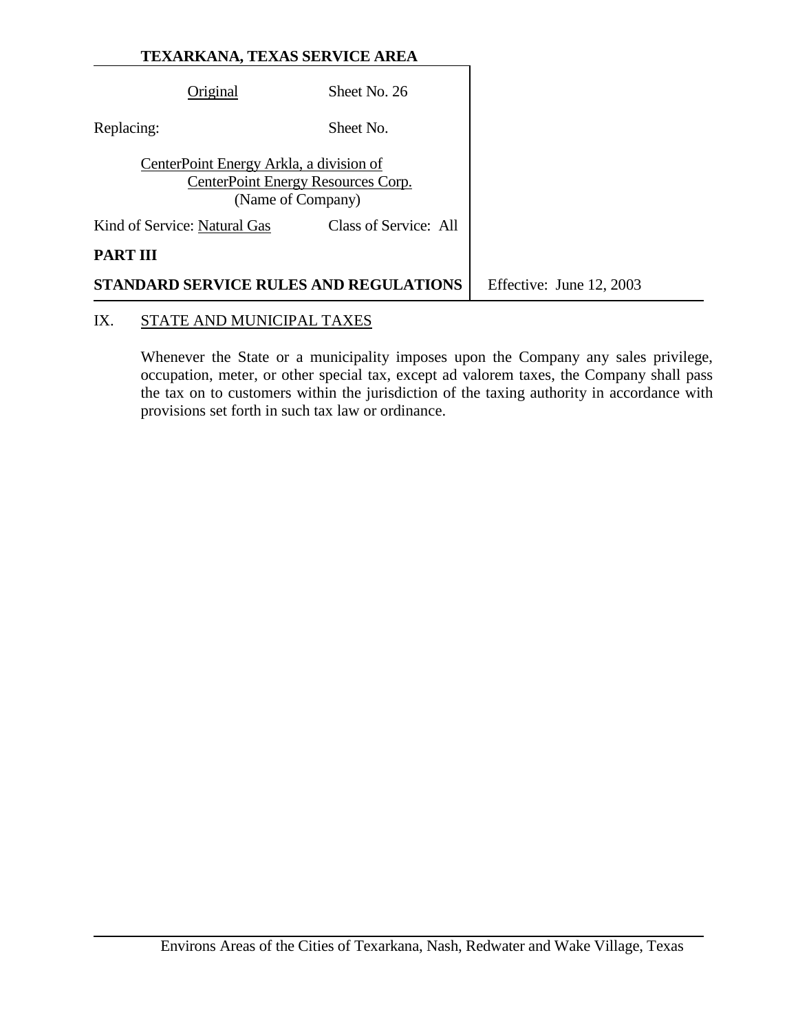**TEXARKANA, TEXAS SERVICE AREA**

| | |
|---|---|
| Original | Sheet No. 26 |
| Replacing: | Sheet No. |

CenterPoint Energy Arkla, a division of
CenterPoint Energy Resources Corp.
(Name of Company)

Kind of Service: Natural Gas        Class of Service: All

**PART III**

**STANDARD SERVICE RULES AND REGULATIONS**        Effective: June 12, 2003

IX. STATE AND MUNICIPAL TAXES

Whenever the State or a municipality imposes upon the Company any sales privilege, occupation, meter, or other special tax, except ad valorem taxes, the Company shall pass the tax on to customers within the jurisdiction of the taxing authority in accordance with provisions set forth in such tax law or ordinance.

Environs Areas of the Cities of Texarkana, Nash, Redwater and Wake Village, Texas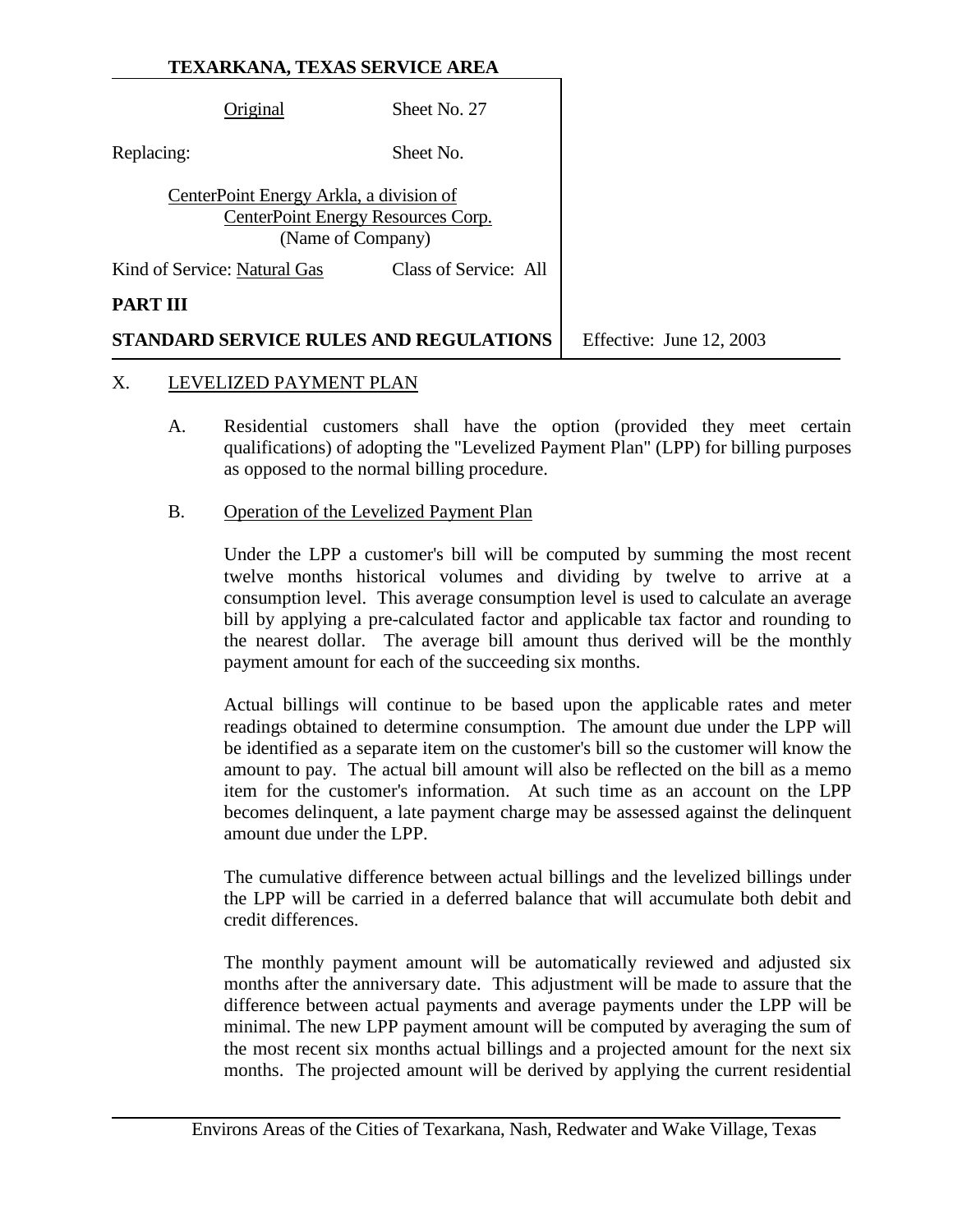**TEXARKANA, TEXAS SERVICE AREA**

| | |
|---|---|
| Original | Sheet No. 27 |
| Replacing: | Sheet No. |

CenterPoint Energy Arkla, a division of
CenterPoint Energy Resources Corp.
(Name of Company)

Kind of Service: Natural Gas Class of Service: All

**PART III**

**STANDARD SERVICE RULES AND REGULATIONS** Effective: June 12, 2003

X. LEVELIZED PAYMENT PLAN

A. Residential customers shall have the option (provided they meet certain qualifications) of adopting the "Levelized Payment Plan" (LPP) for billing purposes as opposed to the normal billing procedure.

B. Operation of the Levelized Payment Plan

Under the LPP a customer's bill will be computed by summing the most recent twelve months historical volumes and dividing by twelve to arrive at a consumption level. This average consumption level is used to calculate an average bill by applying a pre-calculated factor and applicable tax factor and rounding to the nearest dollar. The average bill amount thus derived will be the monthly payment amount for each of the succeeding six months.

Actual billings will continue to be based upon the applicable rates and meter readings obtained to determine consumption. The amount due under the LPP will be identified as a separate item on the customer's bill so the customer will know the amount to pay. The actual bill amount will also be reflected on the bill as a memo item for the customer's information. At such time as an account on the LPP becomes delinquent, a late payment charge may be assessed against the delinquent amount due under the LPP.

The cumulative difference between actual billings and the levelized billings under the LPP will be carried in a deferred balance that will accumulate both debit and credit differences.

The monthly payment amount will be automatically reviewed and adjusted six months after the anniversary date. This adjustment will be made to assure that the difference between actual payments and average payments under the LPP will be minimal. The new LPP payment amount will be computed by averaging the sum of the most recent six months actual billings and a projected amount for the next six months. The projected amount will be derived by applying the current residential

Environs Areas of the Cities of Texarkana, Nash, Redwater and Wake Village, Texas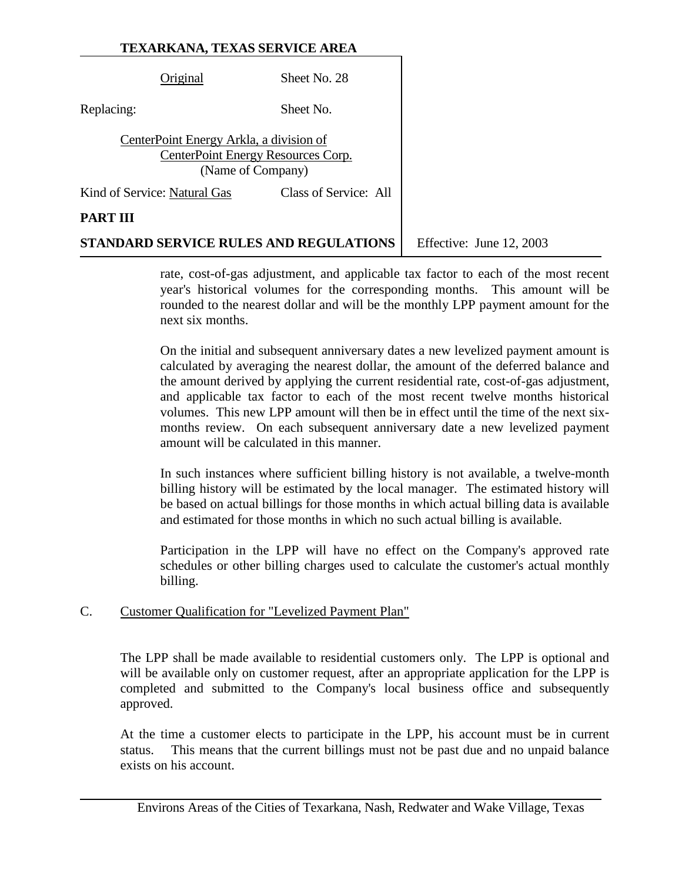rate, cost-of-gas adjustment, and applicable tax factor to each of the most recent year's historical volumes for the corresponding months. This amount will be rounded to the nearest dollar and will be the monthly LPP payment amount for the next six months.

On the initial and subsequent anniversary dates a new levelized payment amount is calculated by averaging the nearest dollar, the amount of the deferred balance and the amount derived by applying the current residential rate, cost-of-gas adjustment, and applicable tax factor to each of the most recent twelve months historical volumes. This new LPP amount will then be in effect until the time of the next six-months review. On each subsequent anniversary date a new levelized payment amount will be calculated in this manner.

In such instances where sufficient billing history is not available, a twelve-month billing history will be estimated by the local manager. The estimated history will be based on actual billings for those months in which actual billing data is available and estimated for those months in which no such actual billing is available.

Participation in the LPP will have no effect on the Company's approved rate schedules or other billing charges used to calculate the customer's actual monthly billing.

C. Customer Qualification for "Levelized Payment Plan"

The LPP shall be made available to residential customers only. The LPP is optional and will be available only on customer request, after an appropriate application for the LPP is completed and submitted to the Company's local business office and subsequently approved.

At the time a customer elects to participate in the LPP, his account must be in current status. This means that the current billings must not be past due and no unpaid balance exists on his account.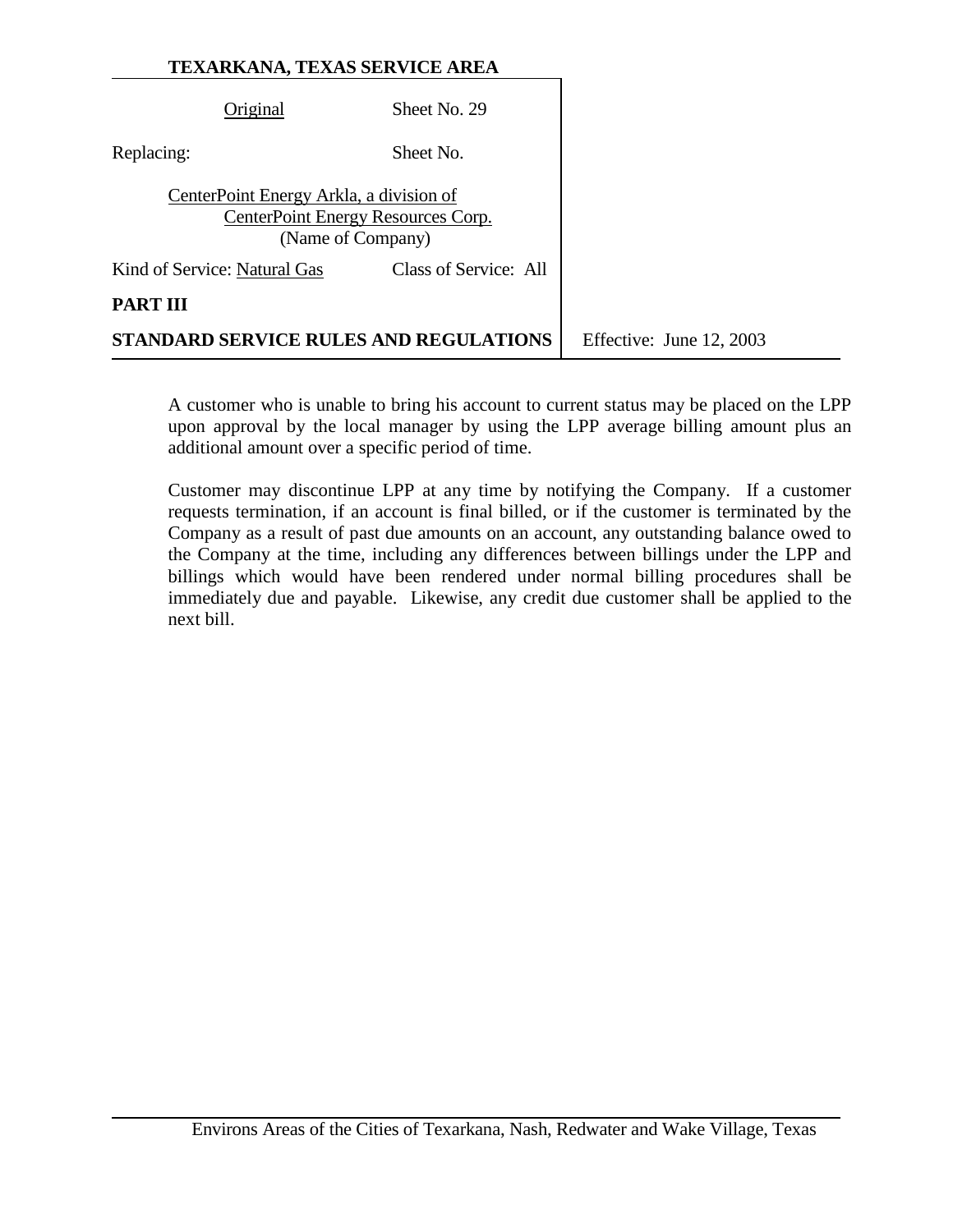**TEXARKANA, TEXAS SERVICE AREA**

| | | |
|---|---|---|
| Original | Sheet No. 29 | |
| Replacing: | Sheet No. | |
| CenterPoint Energy Arkla, a division of CenterPoint Energy Resources Corp. (Name of Company) | | |
| Kind of Service: Natural Gas | Class of Service: All | |
| **PART III** | | |
| **STANDARD SERVICE RULES AND REGULATIONS** | | Effective: June 12, 2003 |

A customer who is unable to bring his account to current status may be placed on the LPP upon approval by the local manager by using the LPP average billing amount plus an additional amount over a specific period of time.

Customer may discontinue LPP at any time by notifying the Company. If a customer requests termination, if an account is final billed, or if the customer is terminated by the Company as a result of past due amounts on an account, any outstanding balance owed to the Company at the time, including any differences between billings under the LPP and billings which would have been rendered under normal billing procedures shall be immediately due and payable. Likewise, any credit due customer shall be applied to the next bill.

Environs Areas of the Cities of Texarkana, Nash, Redwater and Wake Village, Texas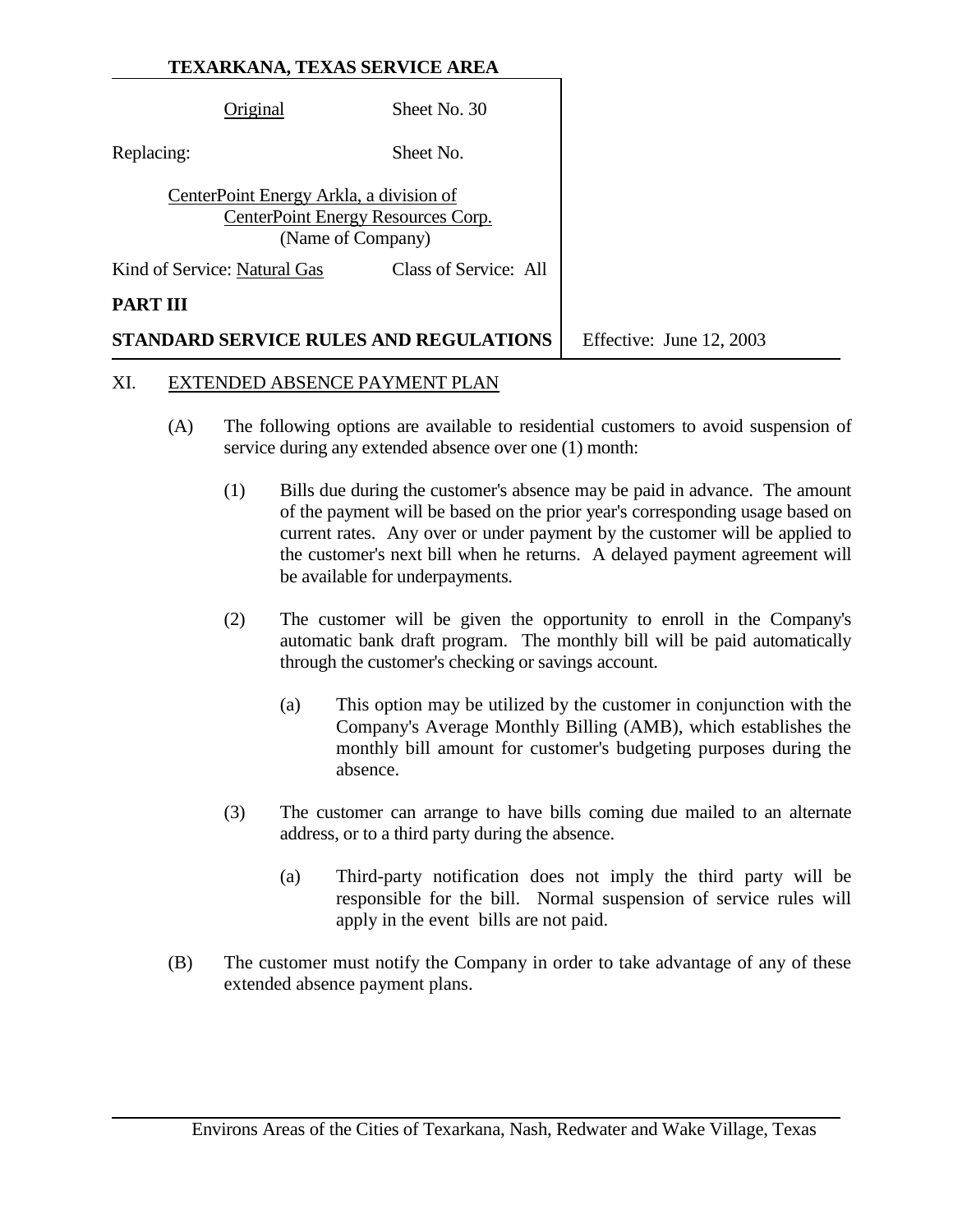**TEXARKANA, TEXAS SERVICE AREA**

Original — Sheet No. 30

Replacing: — Sheet No.

CenterPoint Energy Arkla, a division of CenterPoint Energy Resources Corp.
(Name of Company)

Kind of Service: Natural Gas — Class of Service: All

**PART III**

**STANDARD SERVICE RULES AND REGULATIONS** — Effective: June 12, 2003

## XI. EXTENDED ABSENCE PAYMENT PLAN

(A) The following options are available to residential customers to avoid suspension of service during any extended absence over one (1) month:

(1) Bills due during the customer's absence may be paid in advance. The amount of the payment will be based on the prior year's corresponding usage based on current rates. Any over or under payment by the customer will be applied to the customer's next bill when he returns. A delayed payment agreement will be available for underpayments.

(2) The customer will be given the opportunity to enroll in the Company's automatic bank draft program. The monthly bill will be paid automatically through the customer's checking or savings account.

(a) This option may be utilized by the customer in conjunction with the Company's Average Monthly Billing (AMB), which establishes the monthly bill amount for customer's budgeting purposes during the absence.

(3) The customer can arrange to have bills coming due mailed to an alternate address, or to a third party during the absence.

(a) Third-party notification does not imply the third party will be responsible for the bill. Normal suspension of service rules will apply in the event bills are not paid.

(B) The customer must notify the Company in order to take advantage of any of these extended absence payment plans.

Environs Areas of the Cities of Texarkana, Nash, Redwater and Wake Village, Texas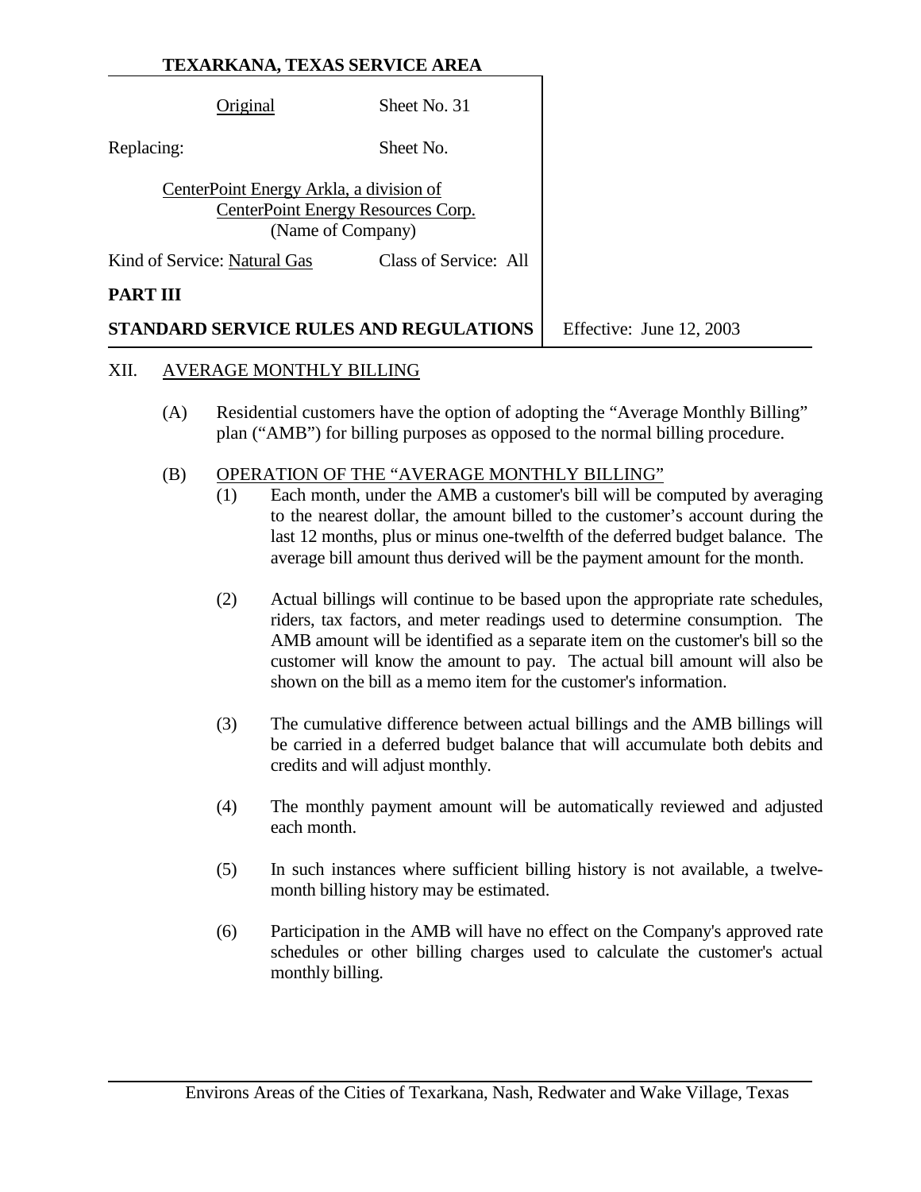**TEXARKANA, TEXAS SERVICE AREA**

| | | |
|---|---|---|
| Original | Sheet No. 31 | |
| Replacing: | Sheet No. | |
| CenterPoint Energy Arkla, a division of CenterPoint Energy Resources Corp. (Name of Company) | | |
| Kind of Service: Natural Gas | Class of Service: All | |
| **PART III** | | |
| **STANDARD SERVICE RULES AND REGULATIONS** | | Effective: June 12, 2003 |

## XII. AVERAGE MONTHLY BILLING

(A) Residential customers have the option of adopting the "Average Monthly Billing" plan ("AMB") for billing purposes as opposed to the normal billing procedure.

(B) OPERATION OF THE "AVERAGE MONTHLY BILLING"

(1) Each month, under the AMB a customer's bill will be computed by averaging to the nearest dollar, the amount billed to the customer's account during the last 12 months, plus or minus one-twelfth of the deferred budget balance. The average bill amount thus derived will be the payment amount for the month.

(2) Actual billings will continue to be based upon the appropriate rate schedules, riders, tax factors, and meter readings used to determine consumption. The AMB amount will be identified as a separate item on the customer's bill so the customer will know the amount to pay. The actual bill amount will also be shown on the bill as a memo item for the customer's information.

(3) The cumulative difference between actual billings and the AMB billings will be carried in a deferred budget balance that will accumulate both debits and credits and will adjust monthly.

(4) The monthly payment amount will be automatically reviewed and adjusted each month.

(5) In such instances where sufficient billing history is not available, a twelve-month billing history may be estimated.

(6) Participation in the AMB will have no effect on the Company's approved rate schedules or other billing charges used to calculate the customer's actual monthly billing.

Environs Areas of the Cities of Texarkana, Nash, Redwater and Wake Village, Texas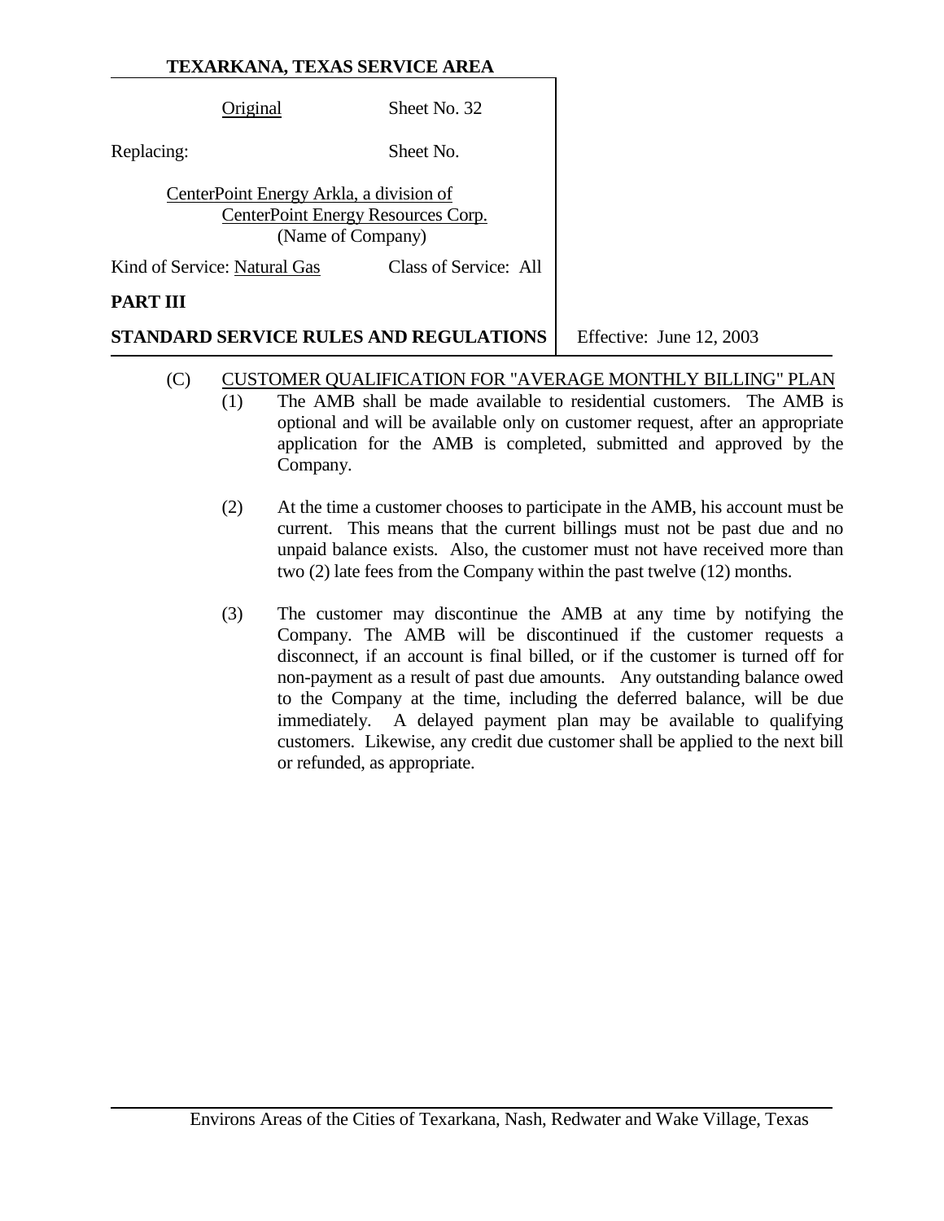**TEXARKANA, TEXAS SERVICE AREA**

| | |
|---|---|
| Original | Sheet No. 32 |
| Replacing: | Sheet No. |

CenterPoint Energy Arkla, a division of
CenterPoint Energy Resources Corp.
(Name of Company)

Kind of Service: Natural Gas    Class of Service: All

**PART III**

**STANDARD SERVICE RULES AND REGULATIONS**    Effective: June 12, 2003

(C) CUSTOMER QUALIFICATION FOR "AVERAGE MONTHLY BILLING" PLAN

(1) The AMB shall be made available to residential customers. The AMB is optional and will be available only on customer request, after an appropriate application for the AMB is completed, submitted and approved by the Company.

(2) At the time a customer chooses to participate in the AMB, his account must be current. This means that the current billings must not be past due and no unpaid balance exists. Also, the customer must not have received more than two (2) late fees from the Company within the past twelve (12) months.

(3) The customer may discontinue the AMB at any time by notifying the Company. The AMB will be discontinued if the customer requests a disconnect, if an account is final billed, or if the customer is turned off for non-payment as a result of past due amounts. Any outstanding balance owed to the Company at the time, including the deferred balance, will be due immediately. A delayed payment plan may be available to qualifying customers. Likewise, any credit due customer shall be applied to the next bill or refunded, as appropriate.

Environs Areas of the Cities of Texarkana, Nash, Redwater and Wake Village, Texas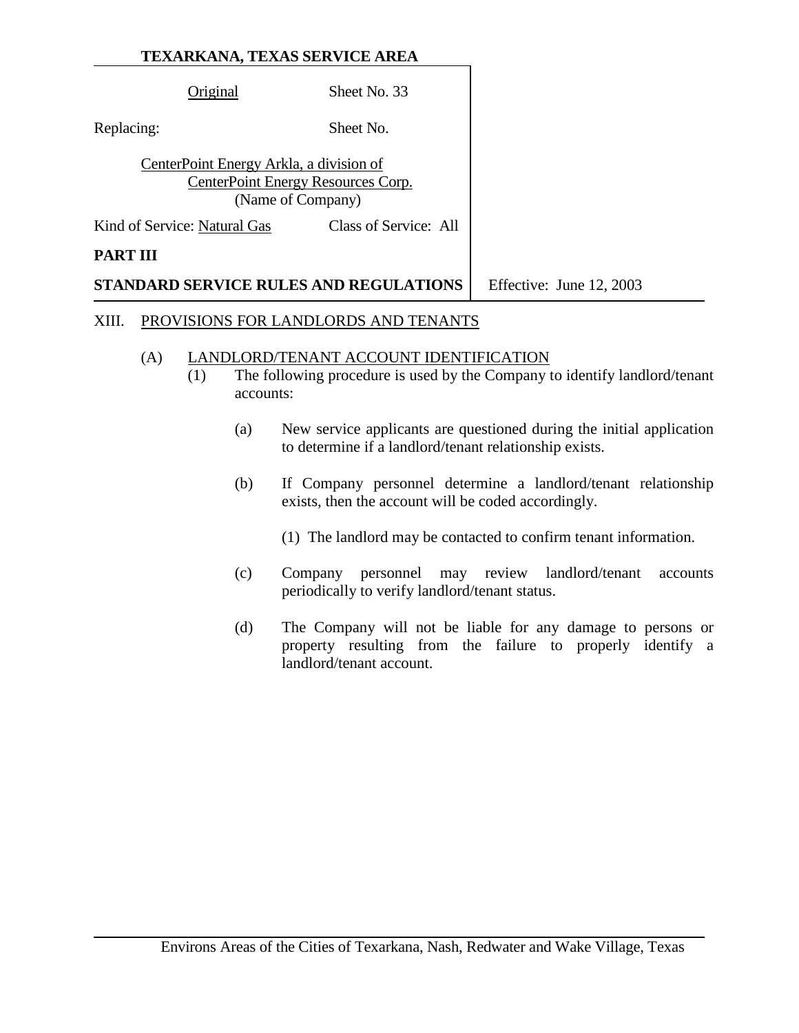**TEXARKANA, TEXAS SERVICE AREA**

| | | |
|---|---|---|
| Original | Sheet No. 33 | |
| Replacing: | Sheet No. | |
| CenterPoint Energy Arkla, a division of CenterPoint Energy Resources Corp. (Name of Company) | | |
| Kind of Service: Natural Gas | Class of Service: All | |
| **PART III** | | |
| **STANDARD SERVICE RULES AND REGULATIONS** | | Effective: June 12, 2003 |

XIII. PROVISIONS FOR LANDLORDS AND TENANTS

(A) LANDLORD/TENANT ACCOUNT IDENTIFICATION

(1) The following procedure is used by the Company to identify landlord/tenant accounts:

(a) New service applicants are questioned during the initial application to determine if a landlord/tenant relationship exists.

(b) If Company personnel determine a landlord/tenant relationship exists, then the account will be coded accordingly.

(1) The landlord may be contacted to confirm tenant information.

(c) Company personnel may review landlord/tenant accounts periodically to verify landlord/tenant status.

(d) The Company will not be liable for any damage to persons or property resulting from the failure to properly identify a landlord/tenant account.

Environs Areas of the Cities of Texarkana, Nash, Redwater and Wake Village, Texas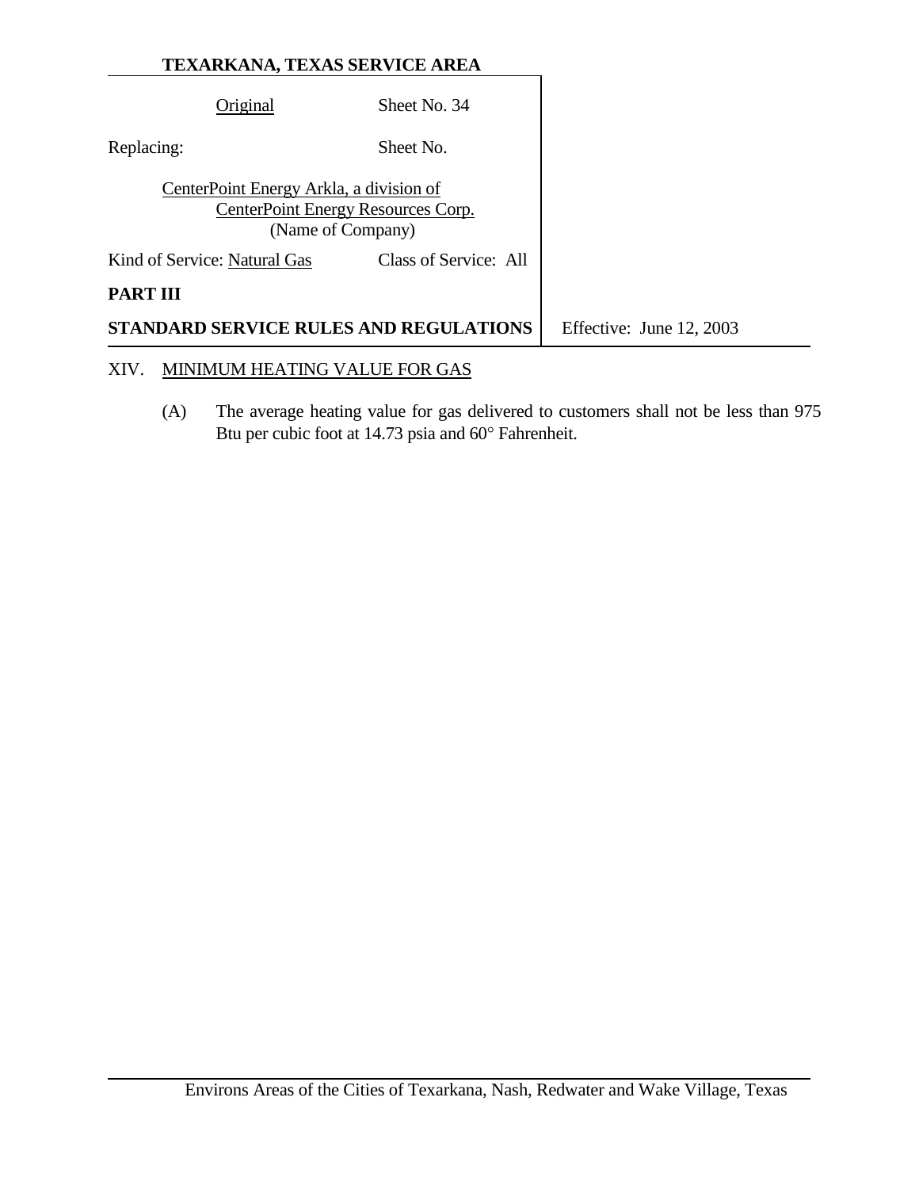**TEXARKANA, TEXAS SERVICE AREA**

| | | |
|---|---|---|
| Original | Sheet No. 34 | |
| Replacing: | Sheet No. | |
| CenterPoint Energy Arkla, a division of CenterPoint Energy Resources Corp. (Name of Company) | | |
| Kind of Service: Natural Gas | Class of Service: All | |
| **PART III** | | |
| **STANDARD SERVICE RULES AND REGULATIONS** | | Effective: June 12, 2003 |

XIV. MINIMUM HEATING VALUE FOR GAS

(A) The average heating value for gas delivered to customers shall not be less than 975 Btu per cubic foot at 14.73 psia and 60° Fahrenheit.

Environs Areas of the Cities of Texarkana, Nash, Redwater and Wake Village, Texas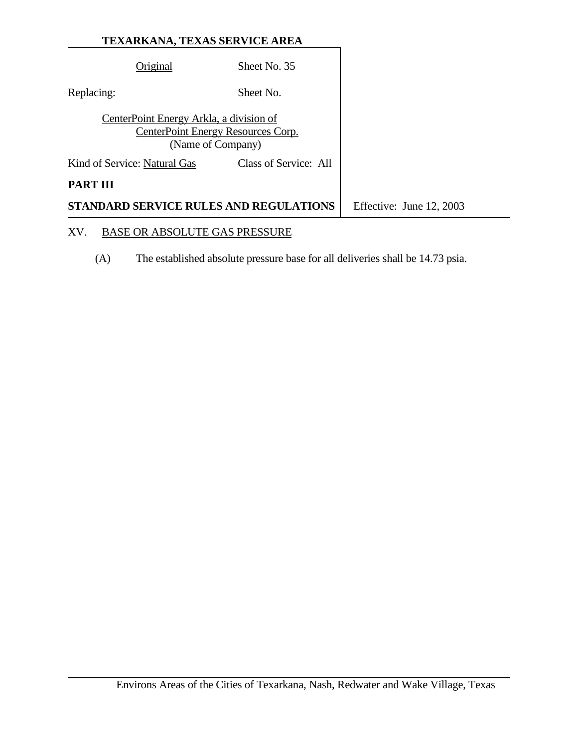**TEXARKANA, TEXAS SERVICE AREA**

| | | |
|---|---|---|
| Original | Sheet No. 35 | |
| Replacing: | Sheet No. | |
| CenterPoint Energy Arkla, a division of CenterPoint Energy Resources Corp. (Name of Company) | | |
| Kind of Service: Natural Gas | Class of Service: All | |
| **PART III** | | |
| **STANDARD SERVICE RULES AND REGULATIONS** | | Effective: June 12, 2003 |

XV. BASE OR ABSOLUTE GAS PRESSURE

(A) The established absolute pressure base for all deliveries shall be 14.73 psia.

Environs Areas of the Cities of Texarkana, Nash, Redwater and Wake Village, Texas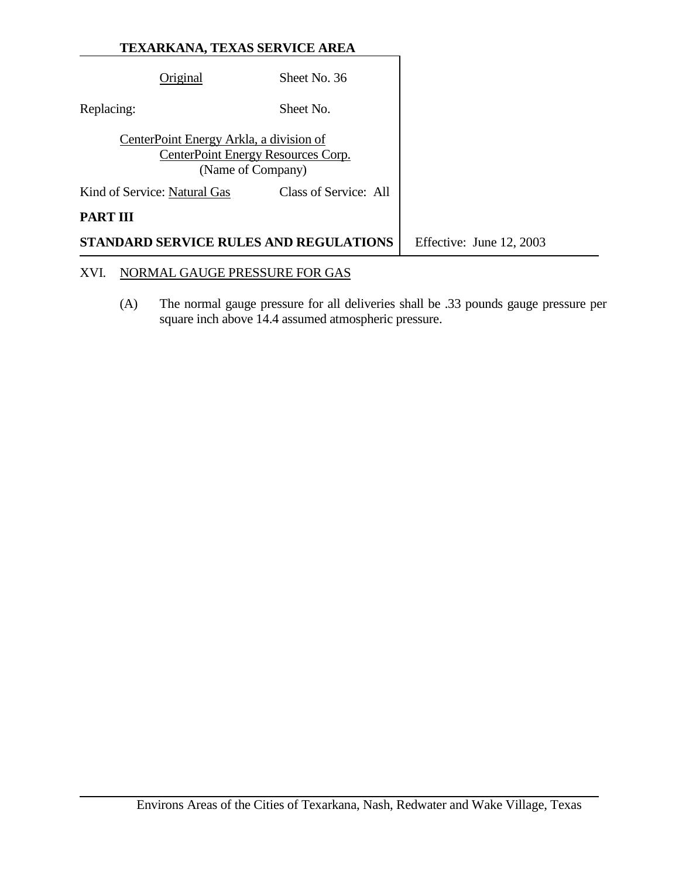**TEXARKANA, TEXAS SERVICE AREA**

| | | |
|---|---|---|
| Original | Sheet No. 36 | |
| Replacing: | Sheet No. | |
| CenterPoint Energy Arkla, a division of CenterPoint Energy Resources Corp. (Name of Company) | | |
| Kind of Service: Natural Gas | Class of Service: All | |
| **PART III** | | |
| **STANDARD SERVICE RULES AND REGULATIONS** | | Effective: June 12, 2003 |

## XVI. NORMAL GAUGE PRESSURE FOR GAS

(A) The normal gauge pressure for all deliveries shall be .33 pounds gauge pressure per square inch above 14.4 assumed atmospheric pressure.

Environs Areas of the Cities of Texarkana, Nash, Redwater and Wake Village, Texas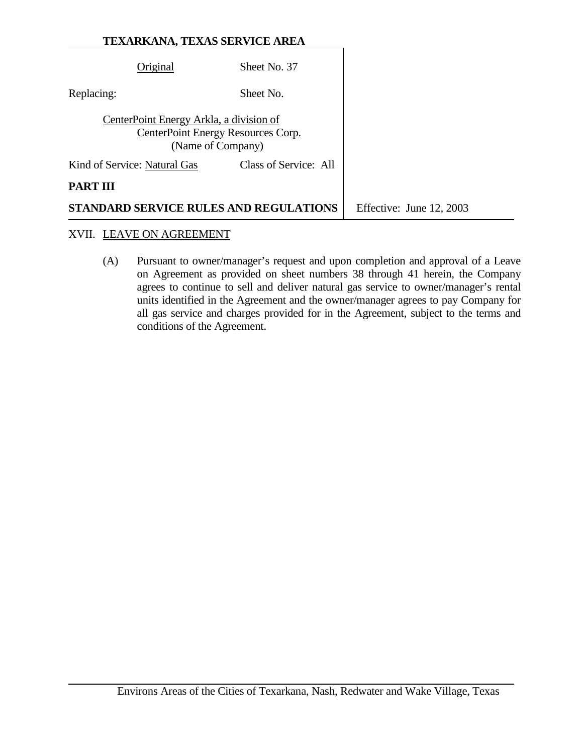## XVII. LEAVE ON AGREEMENT

(A) Pursuant to owner/manager's request and upon completion and approval of a Leave on Agreement as provided on sheet numbers 38 through 41 herein, the Company agrees to continue to sell and deliver natural gas service to owner/manager's rental units identified in the Agreement and the owner/manager agrees to pay Company for all gas service and charges provided for in the Agreement, subject to the terms and conditions of the Agreement.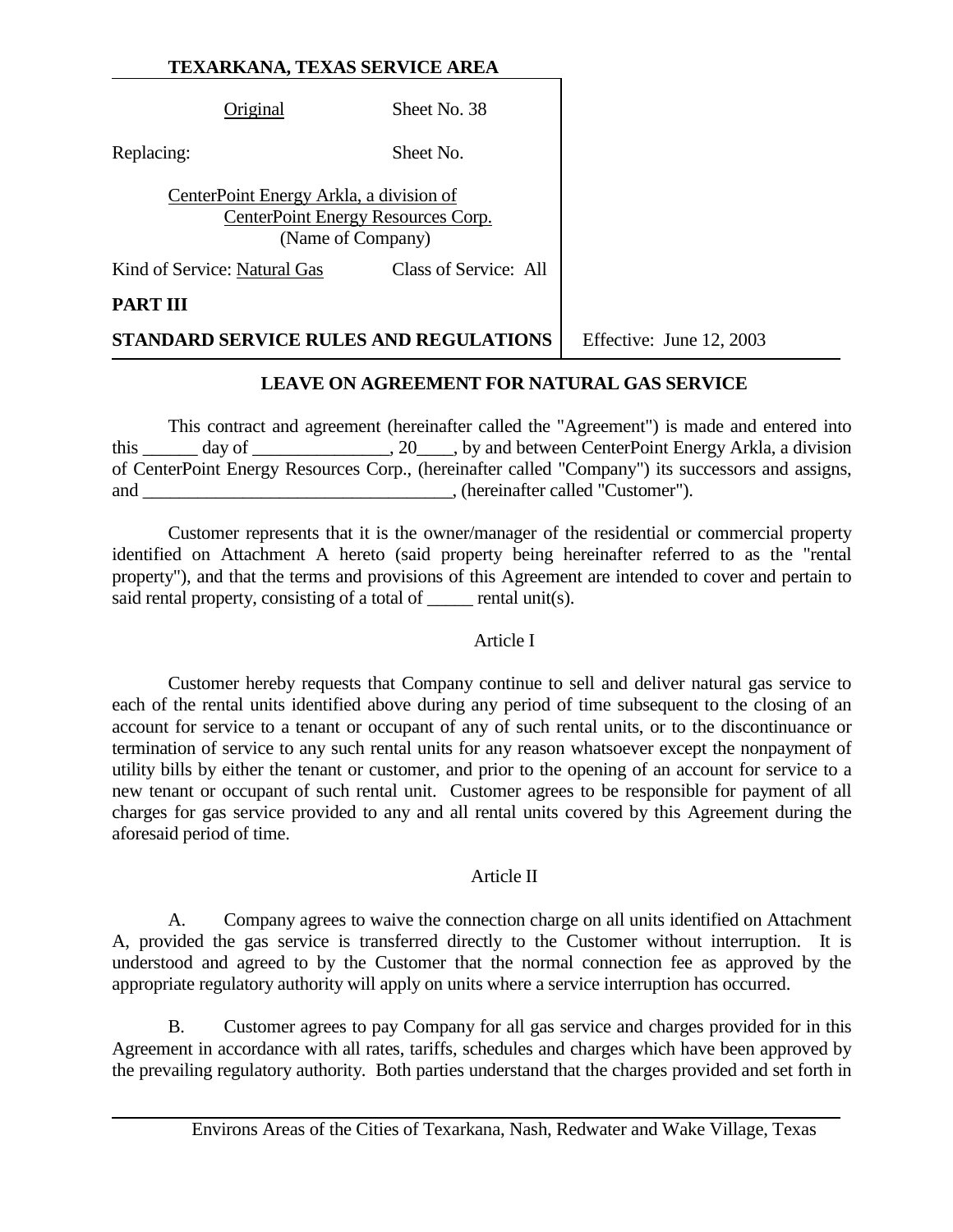**TEXARKANA, TEXAS SERVICE AREA**

| | | |
|---|---|---|
| Original | Sheet No. 38 | |
| Replacing: | Sheet No. | |
| CenterPoint Energy Arkla, a division of CenterPoint Energy Resources Corp. (Name of Company) | | |
| Kind of Service: Natural Gas | Class of Service: All | |
| **PART III** | | |
| **STANDARD SERVICE RULES AND REGULATIONS** | | Effective: June 12, 2003 |

## LEAVE ON AGREEMENT FOR NATURAL GAS SERVICE

This contract and agreement (hereinafter called the "Agreement") is made and entered into this ______ day of _______________, 20____, by and between CenterPoint Energy Arkla, a division of CenterPoint Energy Resources Corp., (hereinafter called "Company") its successors and assigns, and __________________________________, (hereinafter called "Customer").

Customer represents that it is the owner/manager of the residential or commercial property identified on Attachment A hereto (said property being hereinafter referred to as the "rental property"), and that the terms and provisions of this Agreement are intended to cover and pertain to said rental property, consisting of a total of _____ rental unit(s).

### Article I

Customer hereby requests that Company continue to sell and deliver natural gas service to each of the rental units identified above during any period of time subsequent to the closing of an account for service to a tenant or occupant of any of such rental units, or to the discontinuance or termination of service to any such rental units for any reason whatsoever except the nonpayment of utility bills by either the tenant or customer, and prior to the opening of an account for service to a new tenant or occupant of such rental unit. Customer agrees to be responsible for payment of all charges for gas service provided to any and all rental units covered by this Agreement during the aforesaid period of time.

### Article II

A. Company agrees to waive the connection charge on all units identified on Attachment A, provided the gas service is transferred directly to the Customer without interruption. It is understood and agreed to by the Customer that the normal connection fee as approved by the appropriate regulatory authority will apply on units where a service interruption has occurred.

B. Customer agrees to pay Company for all gas service and charges provided for in this Agreement in accordance with all rates, tariffs, schedules and charges which have been approved by the prevailing regulatory authority. Both parties understand that the charges provided and set forth in

Environs Areas of the Cities of Texarkana, Nash, Redwater and Wake Village, Texas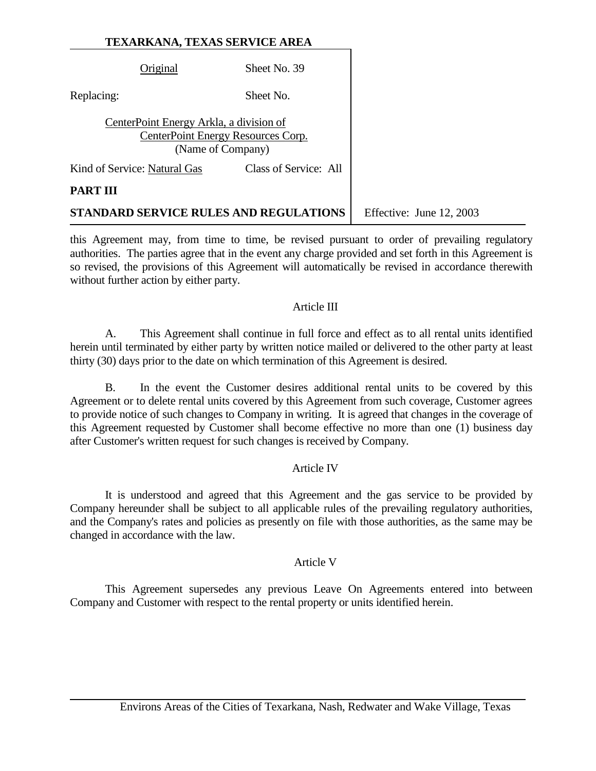this Agreement may, from time to time, be revised pursuant to order of prevailing regulatory authorities. The parties agree that in the event any charge provided and set forth in this Agreement is so revised, the provisions of this Agreement will automatically be revised in accordance therewith without further action by either party.

Article III

A. This Agreement shall continue in full force and effect as to all rental units identified herein until terminated by either party by written notice mailed or delivered to the other party at least thirty (30) days prior to the date on which termination of this Agreement is desired.

B. In the event the Customer desires additional rental units to be covered by this Agreement or to delete rental units covered by this Agreement from such coverage, Customer agrees to provide notice of such changes to Company in writing. It is agreed that changes in the coverage of this Agreement requested by Customer shall become effective no more than one (1) business day after Customer's written request for such changes is received by Company.

Article IV

It is understood and agreed that this Agreement and the gas service to be provided by Company hereunder shall be subject to all applicable rules of the prevailing regulatory authorities, and the Company's rates and policies as presently on file with those authorities, as the same may be changed in accordance with the law.

Article V

This Agreement supersedes any previous Leave On Agreements entered into between Company and Customer with respect to the rental property or units identified herein.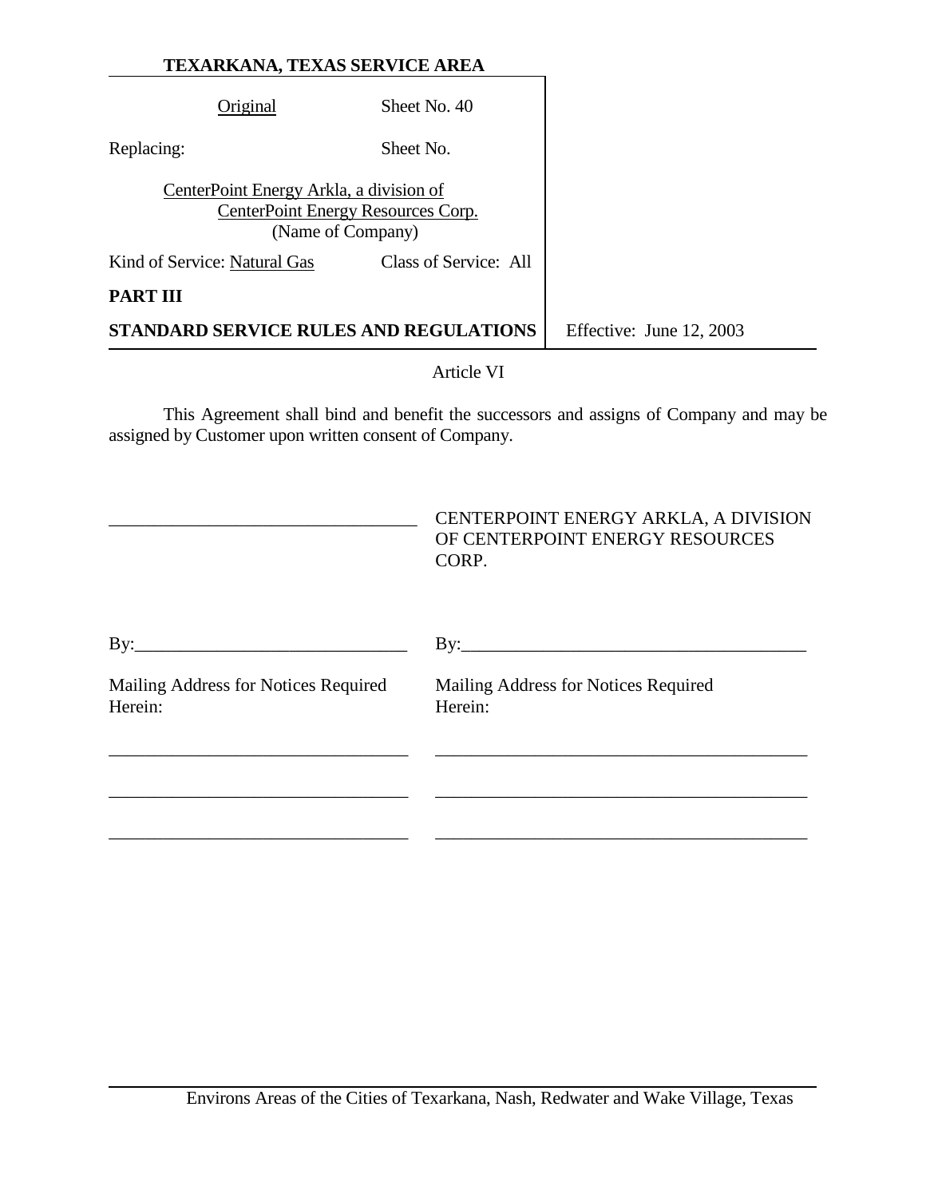**TEXARKANA, TEXAS SERVICE AREA**

| | | |
|---|---|---|
| Original | Sheet No. 40 | |
| Replacing: | Sheet No. | |
| CenterPoint Energy Arkla, a division of CenterPoint Energy Resources Corp. (Name of Company) | | |
| Kind of Service: Natural Gas | Class of Service: All | |
| **PART III** | | |
| **STANDARD SERVICE RULES AND REGULATIONS** | | Effective: June 12, 2003 |

Article VI

This Agreement shall bind and benefit the successors and assigns of Company and may be assigned by Customer upon written consent of Company.

| | |
|---|---|
| ___________________________________ | CENTERPOINT ENERGY ARKLA, A DIVISION OF CENTERPOINT ENERGY RESOURCES CORP. |
| By:_______________________________ | By:_______________________________________ |
| Mailing Address for Notices Required Herein: | Mailing Address for Notices Required Herein: |
| __________________________________ | __________________________________________ |
| __________________________________ | __________________________________________ |
| __________________________________ | __________________________________________ |

Environs Areas of the Cities of Texarkana, Nash, Redwater and Wake Village, Texas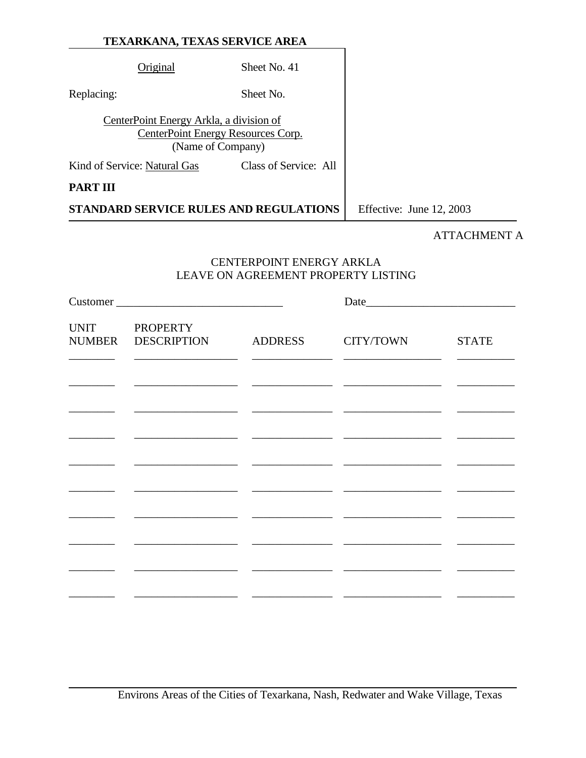**TEXARKANA, TEXAS SERVICE AREA**

| | | |
|---|---|---|
| Original | Sheet No. 41 | |
| Replacing: | Sheet No. | |
| CenterPoint Energy Arkla, a division of CenterPoint Energy Resources Corp. (Name of Company) | | |
| Kind of Service: Natural Gas | Class of Service: All | |
| **PART III** | | |
| **STANDARD SERVICE RULES AND REGULATIONS** | | Effective: June 12, 2003 |

ATTACHMENT A

CENTERPOINT ENERGY ARKLA
LEAVE ON AGREEMENT PROPERTY LISTING

Customer ______________________________ Date__________________________

| UNIT NUMBER | PROPERTY DESCRIPTION | ADDRESS | CITY/TOWN | STATE |
|---|---|---|---|---|
| ________ | __________________ | ______________ | _________________ | __________ |
| ________ | __________________ | ______________ | _________________ | __________ |
| ________ | __________________ | ______________ | _________________ | __________ |
| ________ | __________________ | ______________ | _________________ | __________ |
| ________ | __________________ | ______________ | _________________ | __________ |
| ________ | __________________ | ______________ | _________________ | __________ |
| ________ | __________________ | ______________ | _________________ | __________ |
| ________ | __________________ | ______________ | _________________ | __________ |
| ________ | __________________ | ______________ | _________________ | __________ |
| ________ | __________________ | ______________ | _________________ | __________ |

Environs Areas of the Cities of Texarkana, Nash, Redwater and Wake Village, Texas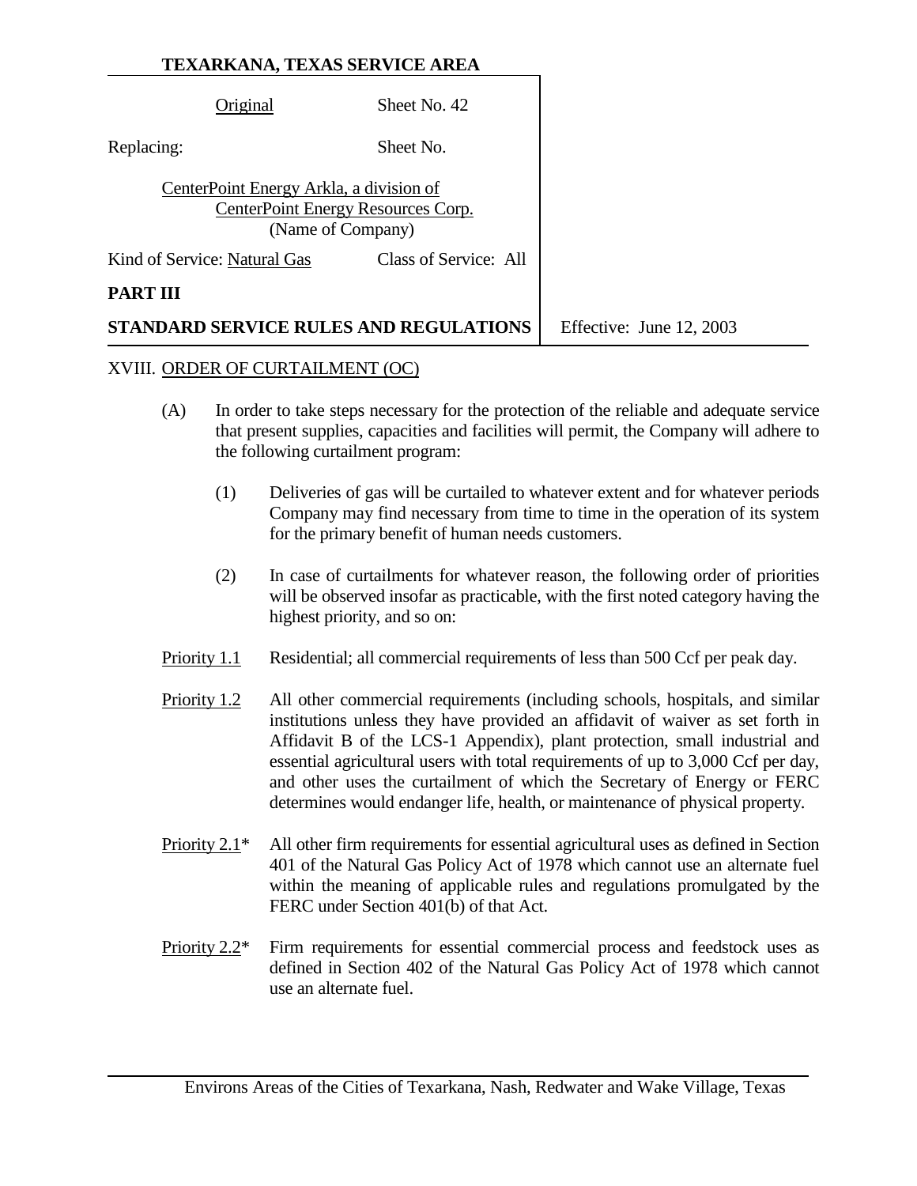**TEXARKANA, TEXAS SERVICE AREA**

| | | |
|---|---|---|
| Original | Sheet No. 42 | |
| Replacing: | Sheet No. | |
| CenterPoint Energy Arkla, a division of CenterPoint Energy Resources Corp. (Name of Company) | | |
| Kind of Service: Natural Gas | Class of Service: All | |
| **PART III** | | |
| **STANDARD SERVICE RULES AND REGULATIONS** | | Effective: June 12, 2003 |

XVIII. ORDER OF CURTAILMENT (OC)

(A) In order to take steps necessary for the protection of the reliable and adequate service that present supplies, capacities and facilities will permit, the Company will adhere to the following curtailment program:

(1) Deliveries of gas will be curtailed to whatever extent and for whatever periods Company may find necessary from time to time in the operation of its system for the primary benefit of human needs customers.

(2) In case of curtailments for whatever reason, the following order of priorities will be observed insofar as practicable, with the first noted category having the highest priority, and so on:

Priority 1.1 Residential; all commercial requirements of less than 500 Ccf per peak day.

Priority 1.2 All other commercial requirements (including schools, hospitals, and similar institutions unless they have provided an affidavit of waiver as set forth in Affidavit B of the LCS-1 Appendix), plant protection, small industrial and essential agricultural users with total requirements of up to 3,000 Ccf per day, and other uses the curtailment of which the Secretary of Energy or FERC determines would endanger life, health, or maintenance of physical property.

Priority 2.1* All other firm requirements for essential agricultural uses as defined in Section 401 of the Natural Gas Policy Act of 1978 which cannot use an alternate fuel within the meaning of applicable rules and regulations promulgated by the FERC under Section 401(b) of that Act.

Priority 2.2* Firm requirements for essential commercial process and feedstock uses as defined in Section 402 of the Natural Gas Policy Act of 1978 which cannot use an alternate fuel.

Environs Areas of the Cities of Texarkana, Nash, Redwater and Wake Village, Texas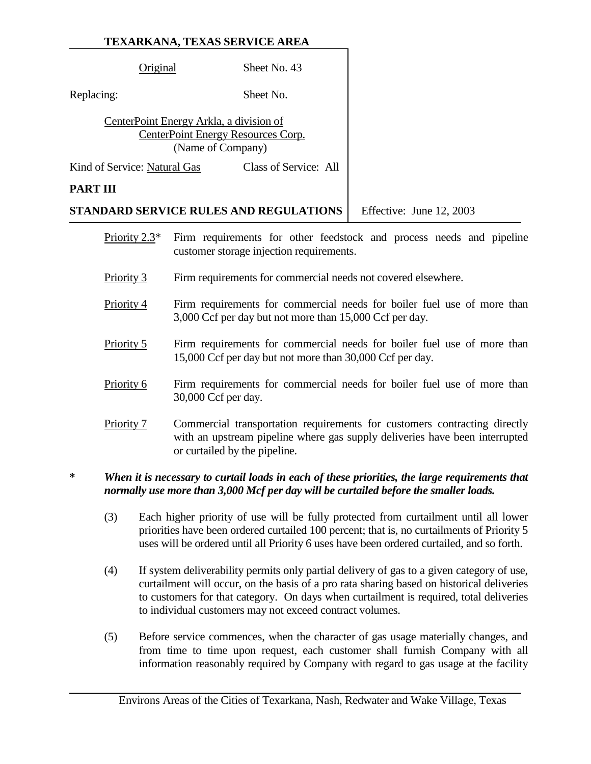**TEXARKANA, TEXAS SERVICE AREA**

| | |
|---|---|
| Original | Sheet No. 43 |
| Replacing: | Sheet No. |

CenterPoint Energy Arkla, a division of CenterPoint Energy Resources Corp.
(Name of Company)

Kind of Service: Natural Gas    Class of Service: All

**PART III**

**STANDARD SERVICE RULES AND REGULATIONS**    Effective: June 12, 2003

| | |
|---|---|
| Priority 2.3* | Firm requirements for other feedstock and process needs and pipeline customer storage injection requirements. |
| Priority 3 | Firm requirements for commercial needs not covered elsewhere. |
| Priority 4 | Firm requirements for commercial needs for boiler fuel use of more than 3,000 Ccf per day but not more than 15,000 Ccf per day. |
| Priority 5 | Firm requirements for commercial needs for boiler fuel use of more than 15,000 Ccf per day but not more than 30,000 Ccf per day. |
| Priority 6 | Firm requirements for commercial needs for boiler fuel use of more than 30,000 Ccf per day. |
| Priority 7 | Commercial transportation requirements for customers contracting directly with an upstream pipeline where gas supply deliveries have been interrupted or curtailed by the pipeline. |

\* ***When it is necessary to curtail loads in each of these priorities, the large requirements that normally use more than 3,000 Mcf per day will be curtailed before the smaller loads.***

(3) Each higher priority of use will be fully protected from curtailment until all lower priorities have been ordered curtailed 100 percent; that is, no curtailments of Priority 5 uses will be ordered until all Priority 6 uses have been ordered curtailed, and so forth.

(4) If system deliverability permits only partial delivery of gas to a given category of use, curtailment will occur, on the basis of a pro rata sharing based on historical deliveries to customers for that category. On days when curtailment is required, total deliveries to individual customers may not exceed contract volumes.

(5) Before service commences, when the character of gas usage materially changes, and from time to time upon request, each customer shall furnish Company with all information reasonably required by Company with regard to gas usage at the facility

Environs Areas of the Cities of Texarkana, Nash, Redwater and Wake Village, Texas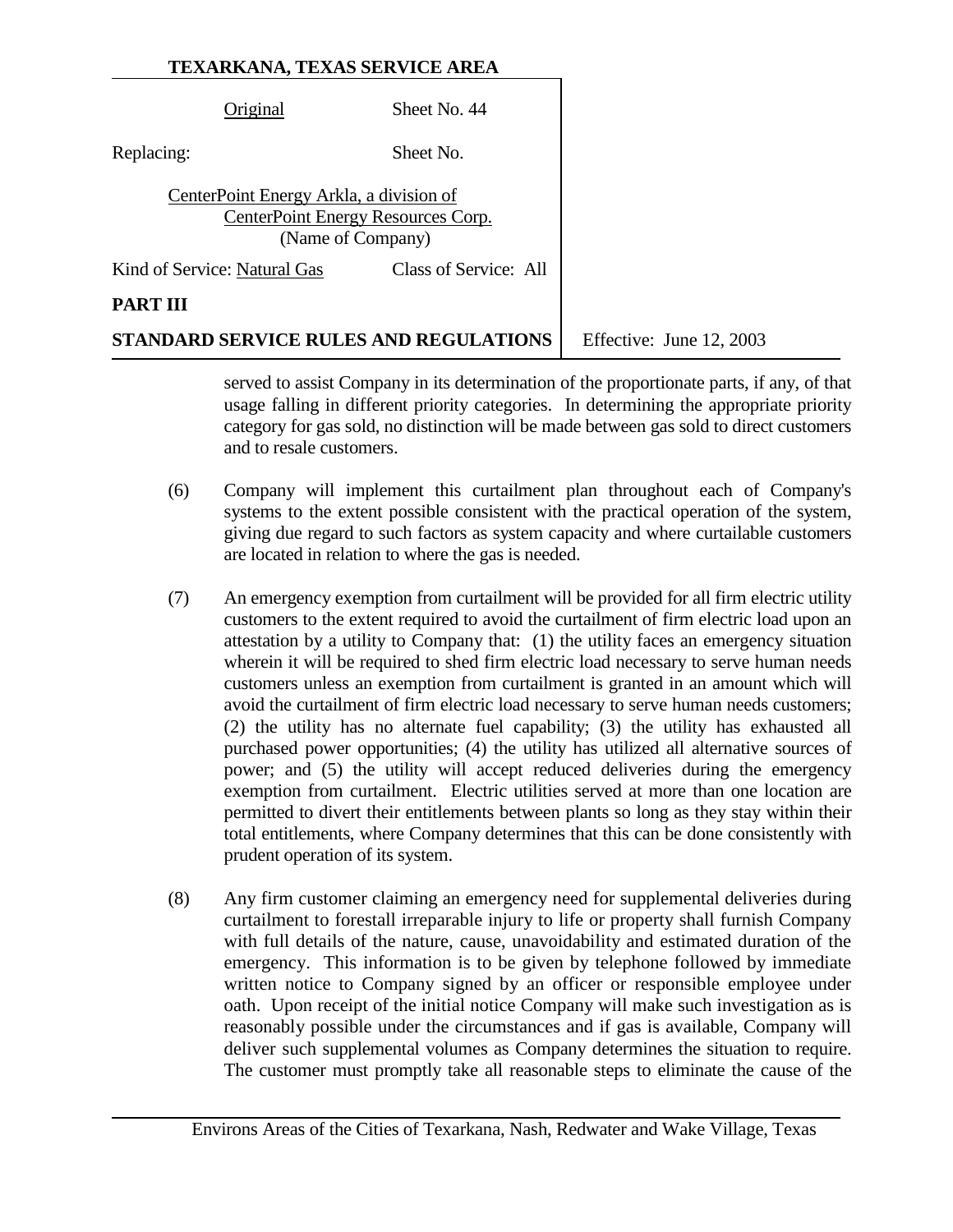served to assist Company in its determination of the proportionate parts, if any, of that usage falling in different priority categories. In determining the appropriate priority category for gas sold, no distinction will be made between gas sold to direct customers and to resale customers.

(6) Company will implement this curtailment plan throughout each of Company's systems to the extent possible consistent with the practical operation of the system, giving due regard to such factors as system capacity and where curtailable customers are located in relation to where the gas is needed.

(7) An emergency exemption from curtailment will be provided for all firm electric utility customers to the extent required to avoid the curtailment of firm electric load upon an attestation by a utility to Company that: (1) the utility faces an emergency situation wherein it will be required to shed firm electric load necessary to serve human needs customers unless an exemption from curtailment is granted in an amount which will avoid the curtailment of firm electric load necessary to serve human needs customers; (2) the utility has no alternate fuel capability; (3) the utility has exhausted all purchased power opportunities; (4) the utility has utilized all alternative sources of power; and (5) the utility will accept reduced deliveries during the emergency exemption from curtailment. Electric utilities served at more than one location are permitted to divert their entitlements between plants so long as they stay within their total entitlements, where Company determines that this can be done consistently with prudent operation of its system.

(8) Any firm customer claiming an emergency need for supplemental deliveries during curtailment to forestall irreparable injury to life or property shall furnish Company with full details of the nature, cause, unavoidability and estimated duration of the emergency. This information is to be given by telephone followed by immediate written notice to Company signed by an officer or responsible employee under oath. Upon receipt of the initial notice Company will make such investigation as is reasonably possible under the circumstances and if gas is available, Company will deliver such supplemental volumes as Company determines the situation to require. The customer must promptly take all reasonable steps to eliminate the cause of the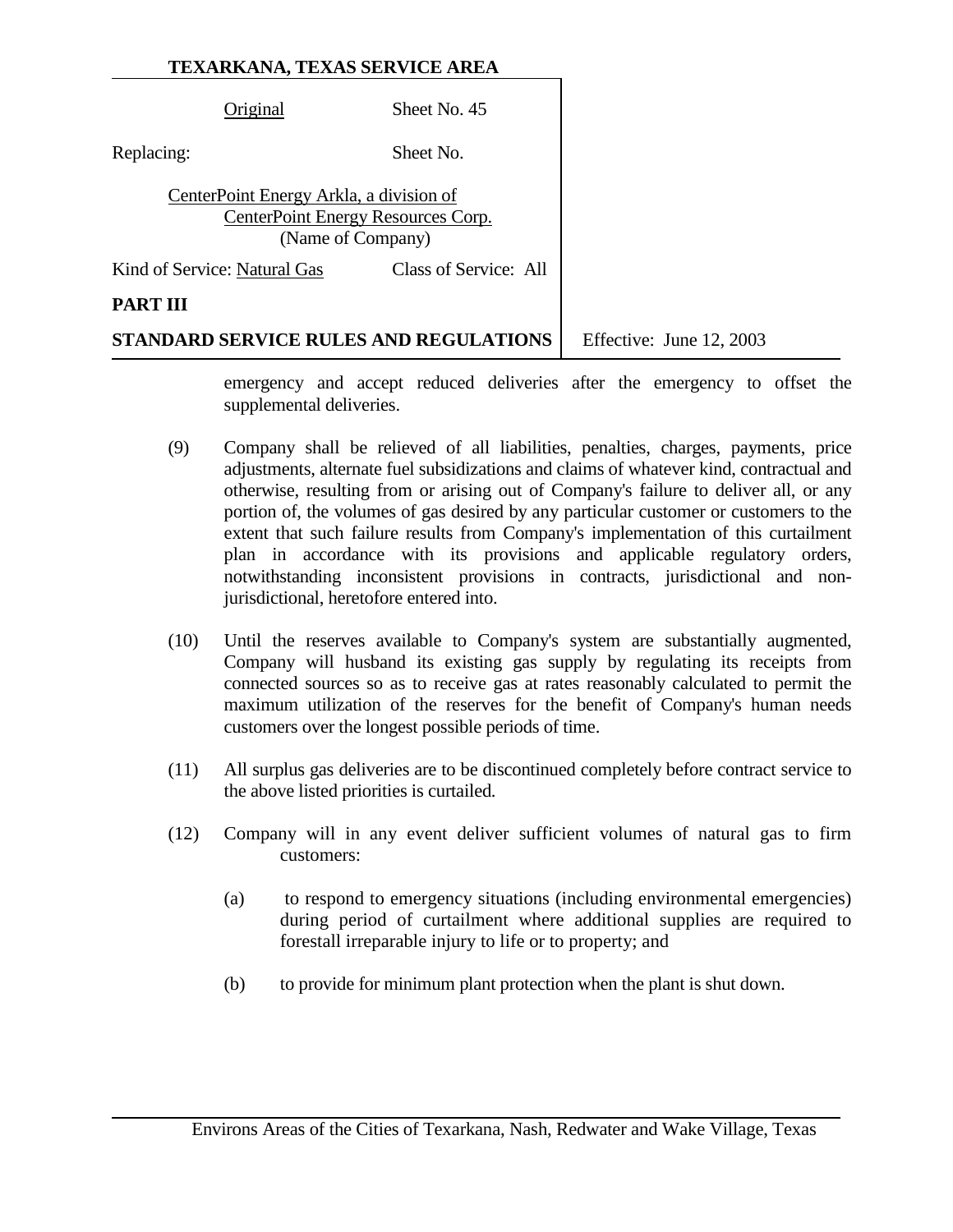emergency and accept reduced deliveries after the emergency to offset the supplemental deliveries.

(9) Company shall be relieved of all liabilities, penalties, charges, payments, price adjustments, alternate fuel subsidizations and claims of whatever kind, contractual and otherwise, resulting from or arising out of Company's failure to deliver all, or any portion of, the volumes of gas desired by any particular customer or customers to the extent that such failure results from Company's implementation of this curtailment plan in accordance with its provisions and applicable regulatory orders, notwithstanding inconsistent provisions in contracts, jurisdictional and non-jurisdictional, heretofore entered into.

(10) Until the reserves available to Company's system are substantially augmented, Company will husband its existing gas supply by regulating its receipts from connected sources so as to receive gas at rates reasonably calculated to permit the maximum utilization of the reserves for the benefit of Company's human needs customers over the longest possible periods of time.

(11) All surplus gas deliveries are to be discontinued completely before contract service to the above listed priorities is curtailed.

(12) Company will in any event deliver sufficient volumes of natural gas to firm customers:

(a) to respond to emergency situations (including environmental emergencies) during period of curtailment where additional supplies are required to forestall irreparable injury to life or to property; and

(b) to provide for minimum plant protection when the plant is shut down.